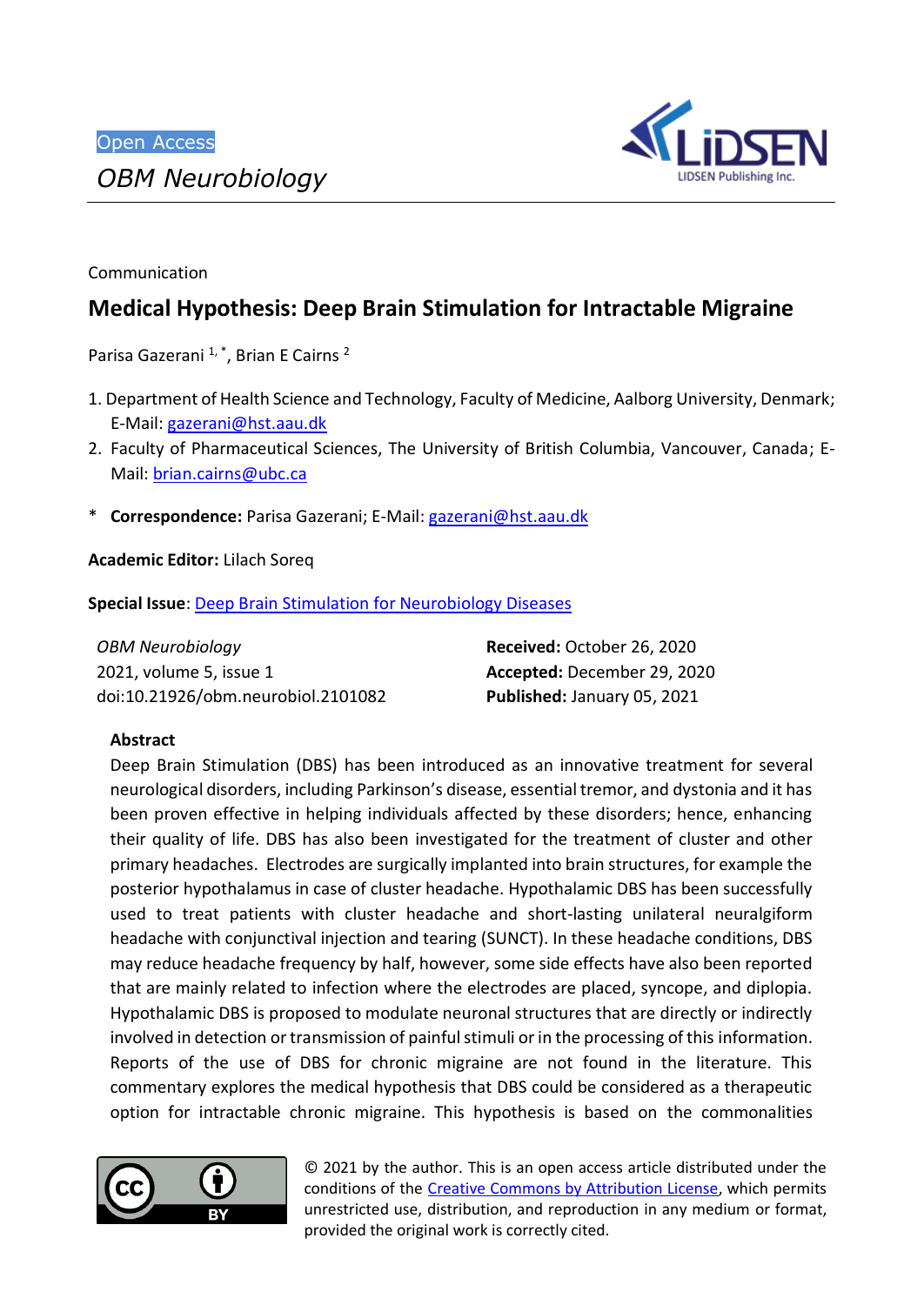Open Access

*OBM Neurobiology*

Communication

# Medical Hypothesis: Deep Brain Stimulation for Intractable Migraine

Parisa Gazerani [1,*], Brian E Cairns [2]

1. Department of Health Science and Technology, Faculty of Medicine, Aalborg University, Denmark; E-Mail: gazerani@hst.aau.dk
2. Faculty of Pharmaceutical Sciences, The University of British Columbia, Vancouver, Canada; E-Mail: brian.cairns@ubc.ca

\* **Correspondence:** Parisa Gazerani; E-Mail: gazerani@hst.aau.dk

**Academic Editor:** Lilach Soreq

**Special Issue**: Deep Brain Stimulation for Neurobiology Diseases

*OBM Neurobiology*
2021, volume 5, issue 1
doi:10.21926/obm.neurobiol.2101082

**Received:** October 26, 2020
**Accepted:** December 29, 2020
**Published:** January 05, 2021

## Abstract

Deep Brain Stimulation (DBS) has been introduced as an innovative treatment for several neurological disorders, including Parkinson's disease, essential tremor, and dystonia and it has been proven effective in helping individuals affected by these disorders; hence, enhancing their quality of life. DBS has also been investigated for the treatment of cluster and other primary headaches. Electrodes are surgically implanted into brain structures, for example the posterior hypothalamus in case of cluster headache. Hypothalamic DBS has been successfully used to treat patients with cluster headache and short-lasting unilateral neuralgiform headache with conjunctival injection and tearing (SUNCT). In these headache conditions, DBS may reduce headache frequency by half, however, some side effects have also been reported that are mainly related to infection where the electrodes are placed, syncope, and diplopia. Hypothalamic DBS is proposed to modulate neuronal structures that are directly or indirectly involved in detection or transmission of painful stimuli or in the processing of this information. Reports of the use of DBS for chronic migraine are not found in the literature. This commentary explores the medical hypothesis that DBS could be considered as a therapeutic option for intractable chronic migraine. This hypothesis is based on the commonalities

© 2021 by the author. This is an open access article distributed under the conditions of the Creative Commons by Attribution License, which permits unrestricted use, distribution, and reproduction in any medium or format, provided the original work is correctly cited.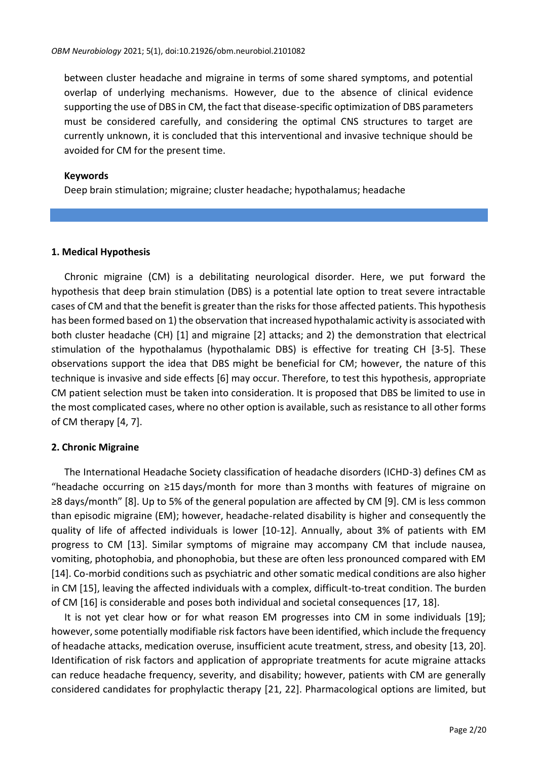between cluster headache and migraine in terms of some shared symptoms, and potential overlap of underlying mechanisms. However, due to the absence of clinical evidence supporting the use of DBS in CM, the fact that disease-specific optimization of DBS parameters must be considered carefully, and considering the optimal CNS structures to target are currently unknown, it is concluded that this interventional and invasive technique should be avoided for CM for the present time.

**Keywords**

Deep brain stimulation; migraine; cluster headache; hypothalamus; headache

## 1. Medical Hypothesis

Chronic migraine (CM) is a debilitating neurological disorder. Here, we put forward the hypothesis that deep brain stimulation (DBS) is a potential late option to treat severe intractable cases of CM and that the benefit is greater than the risks for those affected patients. This hypothesis has been formed based on 1) the observation that increased hypothalamic activity is associated with both cluster headache (CH) [1] and migraine [2] attacks; and 2) the demonstration that electrical stimulation of the hypothalamus (hypothalamic DBS) is effective for treating CH [3-5]. These observations support the idea that DBS might be beneficial for CM; however, the nature of this technique is invasive and side effects [6] may occur. Therefore, to test this hypothesis, appropriate CM patient selection must be taken into consideration. It is proposed that DBS be limited to use in the most complicated cases, where no other option is available, such as resistance to all other forms of CM therapy [4, 7].

## 2. Chronic Migraine

The International Headache Society classification of headache disorders (ICHD-3) defines CM as "headache occurring on ≥15 days/month for more than 3 months with features of migraine on ≥8 days/month" [8]. Up to 5% of the general population are affected by CM [9]. CM is less common than episodic migraine (EM); however, headache-related disability is higher and consequently the quality of life of affected individuals is lower [10-12]. Annually, about 3% of patients with EM progress to CM [13]. Similar symptoms of migraine may accompany CM that include nausea, vomiting, photophobia, and phonophobia, but these are often less pronounced compared with EM [14]. Co-morbid conditions such as psychiatric and other somatic medical conditions are also higher in CM [15], leaving the affected individuals with a complex, difficult-to-treat condition. The burden of CM [16] is considerable and poses both individual and societal consequences [17, 18].

It is not yet clear how or for what reason EM progresses into CM in some individuals [19]; however, some potentially modifiable risk factors have been identified, which include the frequency of headache attacks, medication overuse, insufficient acute treatment, stress, and obesity [13, 20]. Identification of risk factors and application of appropriate treatments for acute migraine attacks can reduce headache frequency, severity, and disability; however, patients with CM are generally considered candidates for prophylactic therapy [21, 22]. Pharmacological options are limited, but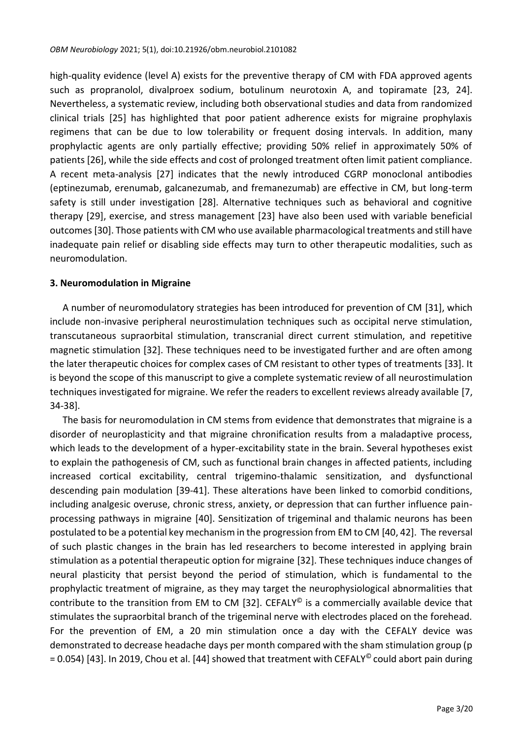high-quality evidence (level A) exists for the preventive therapy of CM with FDA approved agents such as propranolol, divalproex sodium, botulinum neurotoxin A, and topiramate [23, 24]. Nevertheless, a systematic review, including both observational studies and data from randomized clinical trials [25] has highlighted that poor patient adherence exists for migraine prophylaxis regimens that can be due to low tolerability or frequent dosing intervals. In addition, many prophylactic agents are only partially effective; providing 50% relief in approximately 50% of patients [26], while the side effects and cost of prolonged treatment often limit patient compliance. A recent meta-analysis [27] indicates that the newly introduced CGRP monoclonal antibodies (eptinezumab, erenumab, galcanezumab, and fremanezumab) are effective in CM, but long-term safety is still under investigation [28]. Alternative techniques such as behavioral and cognitive therapy [29], exercise, and stress management [23] have also been used with variable beneficial outcomes [30]. Those patients with CM who use available pharmacological treatments and still have inadequate pain relief or disabling side effects may turn to other therapeutic modalities, such as neuromodulation.

## 3. Neuromodulation in Migraine

A number of neuromodulatory strategies has been introduced for prevention of CM [31], which include non-invasive peripheral neurostimulation techniques such as occipital nerve stimulation, transcutaneous supraorbital stimulation, transcranial direct current stimulation, and repetitive magnetic stimulation [32]. These techniques need to be investigated further and are often among the later therapeutic choices for complex cases of CM resistant to other types of treatments [33]. It is beyond the scope of this manuscript to give a complete systematic review of all neurostimulation techniques investigated for migraine. We refer the readers to excellent reviews already available [7, 34-38].

The basis for neuromodulation in CM stems from evidence that demonstrates that migraine is a disorder of neuroplasticity and that migraine chronification results from a maladaptive process, which leads to the development of a hyper-excitability state in the brain. Several hypotheses exist to explain the pathogenesis of CM, such as functional brain changes in affected patients, including increased cortical excitability, central trigemino-thalamic sensitization, and dysfunctional descending pain modulation [39-41]. These alterations have been linked to comorbid conditions, including analgesic overuse, chronic stress, anxiety, or depression that can further influence pain-processing pathways in migraine [40]. Sensitization of trigeminal and thalamic neurons has been postulated to be a potential key mechanism in the progression from EM to CM [40, 42]. The reversal of such plastic changes in the brain has led researchers to become interested in applying brain stimulation as a potential therapeutic option for migraine [32]. These techniques induce changes of neural plasticity that persist beyond the period of stimulation, which is fundamental to the prophylactic treatment of migraine, as they may target the neurophysiological abnormalities that contribute to the transition from EM to CM [32]. CEFALY© is a commercially available device that stimulates the supraorbital branch of the trigeminal nerve with electrodes placed on the forehead. For the prevention of EM, a 20 min stimulation once a day with the CEFALY device was demonstrated to decrease headache days per month compared with the sham stimulation group ($p = 0.054$) [43]. In 2019, Chou et al. [44] showed that treatment with CEFALY© could abort pain during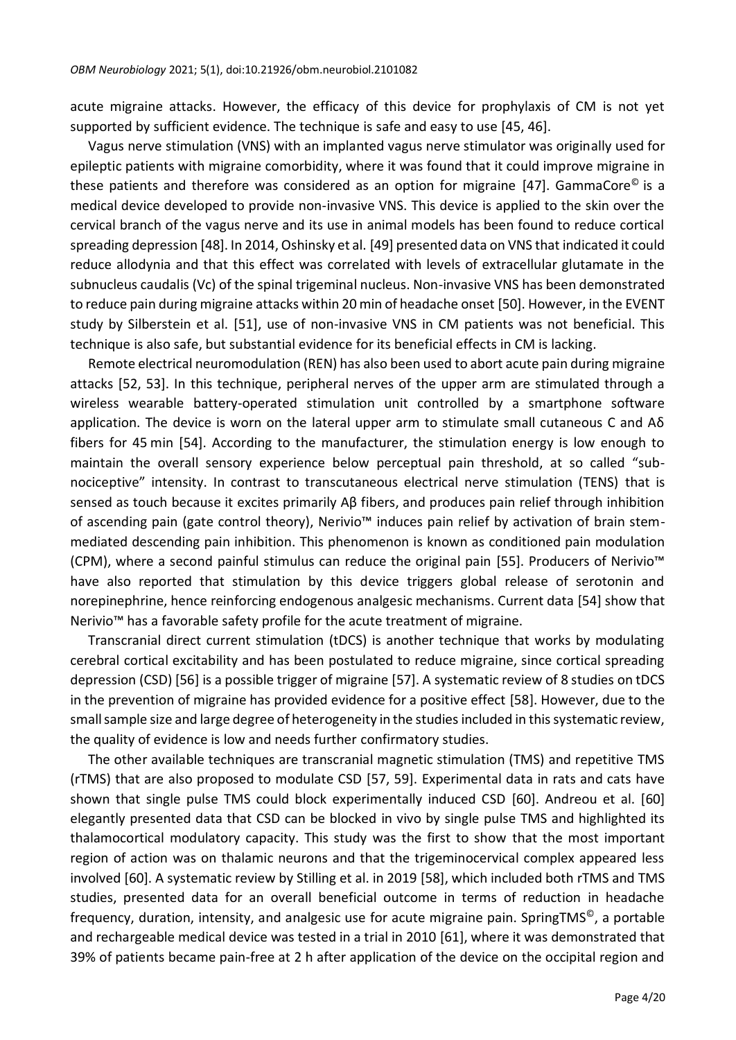acute migraine attacks. However, the efficacy of this device for prophylaxis of CM is not yet supported by sufficient evidence. The technique is safe and easy to use [45, 46].

Vagus nerve stimulation (VNS) with an implanted vagus nerve stimulator was originally used for epileptic patients with migraine comorbidity, where it was found that it could improve migraine in these patients and therefore was considered as an option for migraine [47]. GammaCore© is a medical device developed to provide non-invasive VNS. This device is applied to the skin over the cervical branch of the vagus nerve and its use in animal models has been found to reduce cortical spreading depression [48]. In 2014, Oshinsky et al. [49] presented data on VNS that indicated it could reduce allodynia and that this effect was correlated with levels of extracellular glutamate in the subnucleus caudalis (Vc) of the spinal trigeminal nucleus. Non-invasive VNS has been demonstrated to reduce pain during migraine attacks within 20 min of headache onset [50]. However, in the EVENT study by Silberstein et al. [51], use of non-invasive VNS in CM patients was not beneficial. This technique is also safe, but substantial evidence for its beneficial effects in CM is lacking.

Remote electrical neuromodulation (REN) has also been used to abort acute pain during migraine attacks [52, 53]. In this technique, peripheral nerves of the upper arm are stimulated through a wireless wearable battery-operated stimulation unit controlled by a smartphone software application. The device is worn on the lateral upper arm to stimulate small cutaneous C and Aδ fibers for 45 min [54]. According to the manufacturer, the stimulation energy is low enough to maintain the overall sensory experience below perceptual pain threshold, at so called "sub-nociceptive" intensity. In contrast to transcutaneous electrical nerve stimulation (TENS) that is sensed as touch because it excites primarily Aβ fibers, and produces pain relief through inhibition of ascending pain (gate control theory), Nerivio™ induces pain relief by activation of brain stem-mediated descending pain inhibition. This phenomenon is known as conditioned pain modulation (CPM), where a second painful stimulus can reduce the original pain [55]. Producers of Nerivio™ have also reported that stimulation by this device triggers global release of serotonin and norepinephrine, hence reinforcing endogenous analgesic mechanisms. Current data [54] show that Nerivio™ has a favorable safety profile for the acute treatment of migraine.

Transcranial direct current stimulation (tDCS) is another technique that works by modulating cerebral cortical excitability and has been postulated to reduce migraine, since cortical spreading depression (CSD) [56] is a possible trigger of migraine [57]. A systematic review of 8 studies on tDCS in the prevention of migraine has provided evidence for a positive effect [58]. However, due to the small sample size and large degree of heterogeneity in the studies included in this systematic review, the quality of evidence is low and needs further confirmatory studies.

The other available techniques are transcranial magnetic stimulation (TMS) and repetitive TMS (rTMS) that are also proposed to modulate CSD [57, 59]. Experimental data in rats and cats have shown that single pulse TMS could block experimentally induced CSD [60]. Andreou et al. [60] elegantly presented data that CSD can be blocked in vivo by single pulse TMS and highlighted its thalamocortical modulatory capacity. This study was the first to show that the most important region of action was on thalamic neurons and that the trigeminocervical complex appeared less involved [60]. A systematic review by Stilling et al. in 2019 [58], which included both rTMS and TMS studies, presented data for an overall beneficial outcome in terms of reduction in headache frequency, duration, intensity, and analgesic use for acute migraine pain. SpringTMS©, a portable and rechargeable medical device was tested in a trial in 2010 [61], where it was demonstrated that 39% of patients became pain-free at 2 h after application of the device on the occipital region and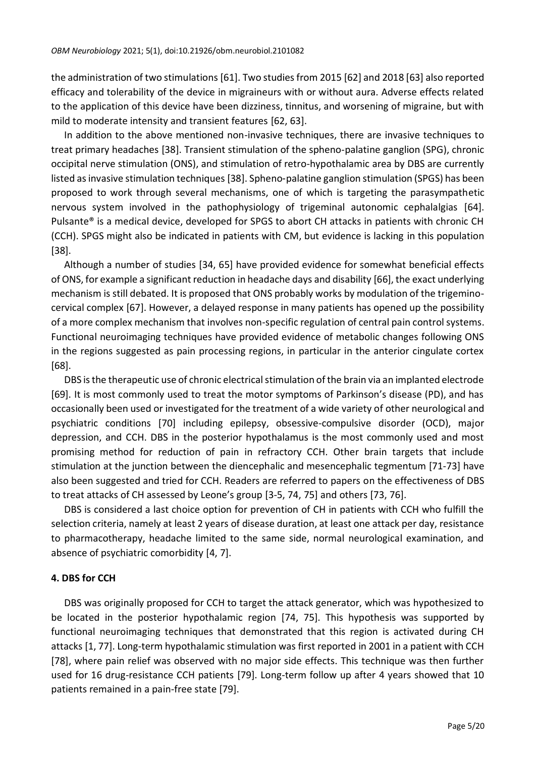the administration of two stimulations [61]. Two studies from 2015 [62] and 2018 [63] also reported efficacy and tolerability of the device in migraineurs with or without aura. Adverse effects related to the application of this device have been dizziness, tinnitus, and worsening of migraine, but with mild to moderate intensity and transient features [62, 63].

In addition to the above mentioned non-invasive techniques, there are invasive techniques to treat primary headaches [38]. Transient stimulation of the spheno-palatine ganglion (SPG), chronic occipital nerve stimulation (ONS), and stimulation of retro-hypothalamic area by DBS are currently listed as invasive stimulation techniques [38]. Spheno-palatine ganglion stimulation (SPGS) has been proposed to work through several mechanisms, one of which is targeting the parasympathetic nervous system involved in the pathophysiology of trigeminal autonomic cephalalgias [64]. Pulsante® is a medical device, developed for SPGS to abort CH attacks in patients with chronic CH (CCH). SPGS might also be indicated in patients with CM, but evidence is lacking in this population [38].

Although a number of studies [34, 65] have provided evidence for somewhat beneficial effects of ONS, for example a significant reduction in headache days and disability [66], the exact underlying mechanism is still debated. It is proposed that ONS probably works by modulation of the trigemino-cervical complex [67]. However, a delayed response in many patients has opened up the possibility of a more complex mechanism that involves non-specific regulation of central pain control systems. Functional neuroimaging techniques have provided evidence of metabolic changes following ONS in the regions suggested as pain processing regions, in particular in the anterior cingulate cortex [68].

DBS is the therapeutic use of chronic electrical stimulation of the brain via an implanted electrode [69]. It is most commonly used to treat the motor symptoms of Parkinson's disease (PD), and has occasionally been used or investigated for the treatment of a wide variety of other neurological and psychiatric conditions [70] including epilepsy, obsessive-compulsive disorder (OCD), major depression, and CCH. DBS in the posterior hypothalamus is the most commonly used and most promising method for reduction of pain in refractory CCH. Other brain targets that include stimulation at the junction between the diencephalic and mesencephalic tegmentum [71-73] have also been suggested and tried for CCH. Readers are referred to papers on the effectiveness of DBS to treat attacks of CH assessed by Leone's group [3-5, 74, 75] and others [73, 76].

DBS is considered a last choice option for prevention of CH in patients with CCH who fulfill the selection criteria, namely at least 2 years of disease duration, at least one attack per day, resistance to pharmacotherapy, headache limited to the same side, normal neurological examination, and absence of psychiatric comorbidity [4, 7].

## 4. DBS for CCH

DBS was originally proposed for CCH to target the attack generator, which was hypothesized to be located in the posterior hypothalamic region [74, 75]. This hypothesis was supported by functional neuroimaging techniques that demonstrated that this region is activated during CH attacks [1, 77]. Long-term hypothalamic stimulation was first reported in 2001 in a patient with CCH [78], where pain relief was observed with no major side effects. This technique was then further used for 16 drug-resistance CCH patients [79]. Long-term follow up after 4 years showed that 10 patients remained in a pain-free state [79].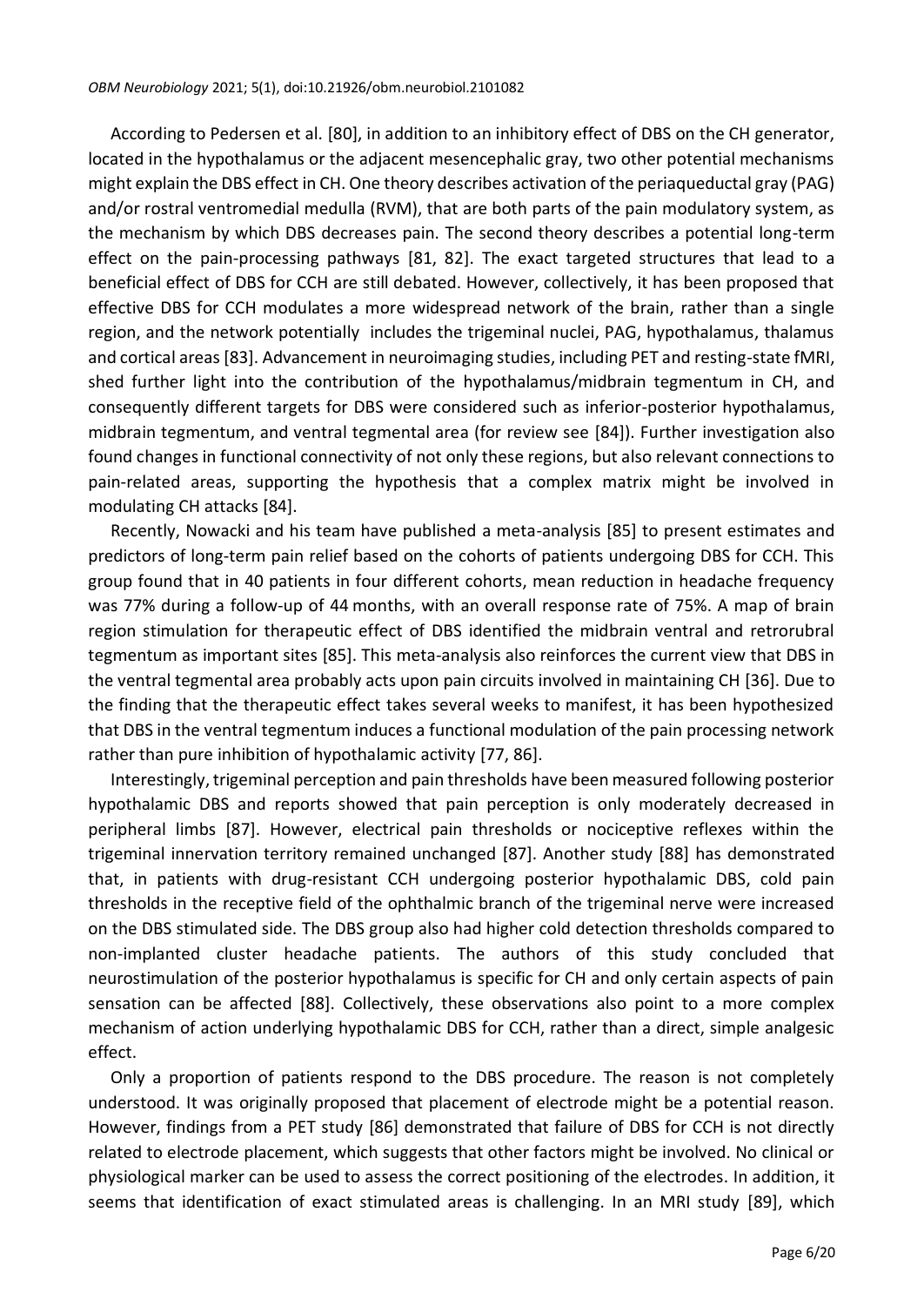According to Pedersen et al. [80], in addition to an inhibitory effect of DBS on the CH generator, located in the hypothalamus or the adjacent mesencephalic gray, two other potential mechanisms might explain the DBS effect in CH. One theory describes activation of the periaqueductal gray (PAG) and/or rostral ventromedial medulla (RVM), that are both parts of the pain modulatory system, as the mechanism by which DBS decreases pain. The second theory describes a potential long-term effect on the pain-processing pathways [81, 82]. The exact targeted structures that lead to a beneficial effect of DBS for CCH are still debated. However, collectively, it has been proposed that effective DBS for CCH modulates a more widespread network of the brain, rather than a single region, and the network potentially includes the trigeminal nuclei, PAG, hypothalamus, thalamus and cortical areas [83]. Advancement in neuroimaging studies, including PET and resting-state fMRI, shed further light into the contribution of the hypothalamus/midbrain tegmentum in CH, and consequently different targets for DBS were considered such as inferior-posterior hypothalamus, midbrain tegmentum, and ventral tegmental area (for review see [84]). Further investigation also found changes in functional connectivity of not only these regions, but also relevant connections to pain-related areas, supporting the hypothesis that a complex matrix might be involved in modulating CH attacks [84].

Recently, Nowacki and his team have published a meta-analysis [85] to present estimates and predictors of long-term pain relief based on the cohorts of patients undergoing DBS for CCH. This group found that in 40 patients in four different cohorts, mean reduction in headache frequency was 77% during a follow-up of 44 months, with an overall response rate of 75%. A map of brain region stimulation for therapeutic effect of DBS identified the midbrain ventral and retrorubral tegmentum as important sites [85]. This meta-analysis also reinforces the current view that DBS in the ventral tegmental area probably acts upon pain circuits involved in maintaining CH [36]. Due to the finding that the therapeutic effect takes several weeks to manifest, it has been hypothesized that DBS in the ventral tegmentum induces a functional modulation of the pain processing network rather than pure inhibition of hypothalamic activity [77, 86].

Interestingly, trigeminal perception and pain thresholds have been measured following posterior hypothalamic DBS and reports showed that pain perception is only moderately decreased in peripheral limbs [87]. However, electrical pain thresholds or nociceptive reflexes within the trigeminal innervation territory remained unchanged [87]. Another study [88] has demonstrated that, in patients with drug-resistant CCH undergoing posterior hypothalamic DBS, cold pain thresholds in the receptive field of the ophthalmic branch of the trigeminal nerve were increased on the DBS stimulated side. The DBS group also had higher cold detection thresholds compared to non-implanted cluster headache patients. The authors of this study concluded that neurostimulation of the posterior hypothalamus is specific for CH and only certain aspects of pain sensation can be affected [88]. Collectively, these observations also point to a more complex mechanism of action underlying hypothalamic DBS for CCH, rather than a direct, simple analgesic effect.

Only a proportion of patients respond to the DBS procedure. The reason is not completely understood. It was originally proposed that placement of electrode might be a potential reason. However, findings from a PET study [86] demonstrated that failure of DBS for CCH is not directly related to electrode placement, which suggests that other factors might be involved. No clinical or physiological marker can be used to assess the correct positioning of the electrodes. In addition, it seems that identification of exact stimulated areas is challenging. In an MRI study [89], which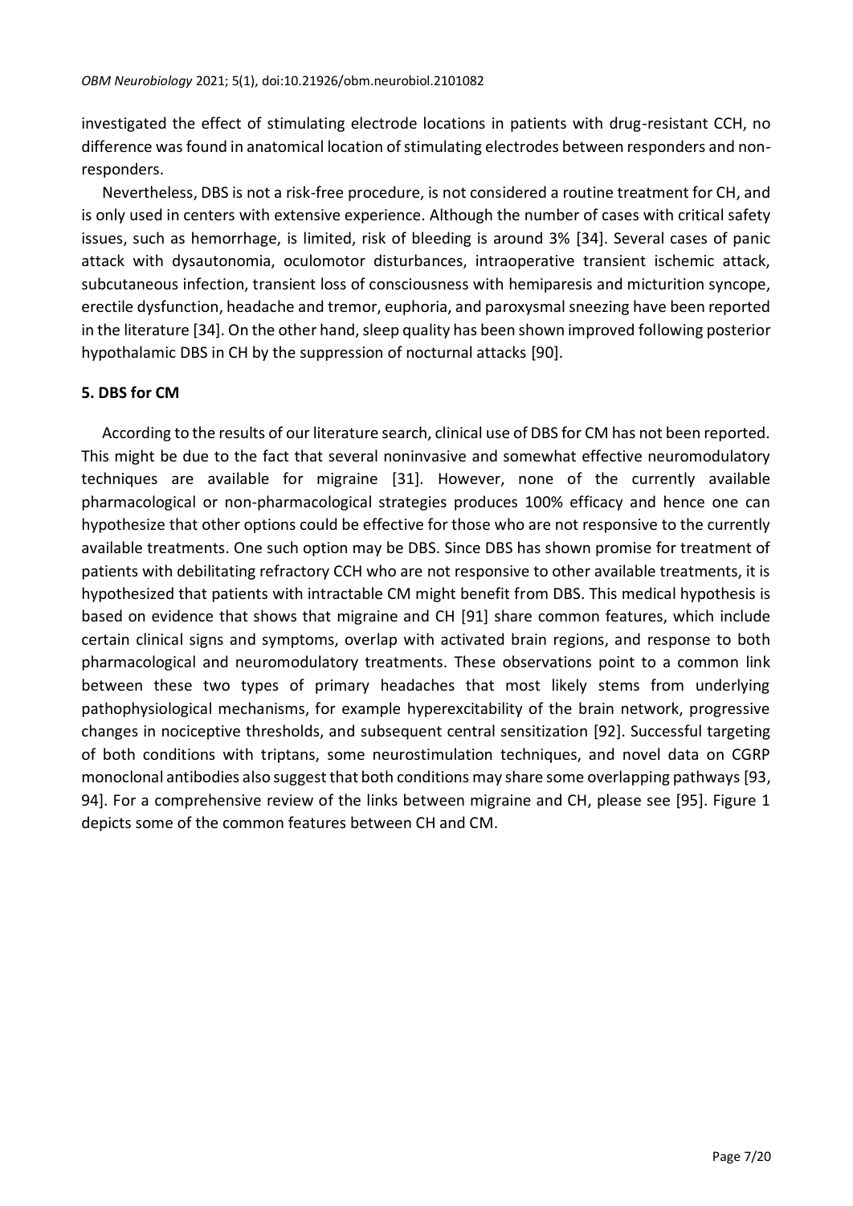investigated the effect of stimulating electrode locations in patients with drug-resistant CCH, no difference was found in anatomical location of stimulating electrodes between responders and non-responders.

Nevertheless, DBS is not a risk-free procedure, is not considered a routine treatment for CH, and is only used in centers with extensive experience. Although the number of cases with critical safety issues, such as hemorrhage, is limited, risk of bleeding is around 3% [34]. Several cases of panic attack with dysautonomia, oculomotor disturbances, intraoperative transient ischemic attack, subcutaneous infection, transient loss of consciousness with hemiparesis and micturition syncope, erectile dysfunction, headache and tremor, euphoria, and paroxysmal sneezing have been reported in the literature [34]. On the other hand, sleep quality has been shown improved following posterior hypothalamic DBS in CH by the suppression of nocturnal attacks [90].

## 5. DBS for CM

According to the results of our literature search, clinical use of DBS for CM has not been reported. This might be due to the fact that several noninvasive and somewhat effective neuromodulatory techniques are available for migraine [31]. However, none of the currently available pharmacological or non-pharmacological strategies produces 100% efficacy and hence one can hypothesize that other options could be effective for those who are not responsive to the currently available treatments. One such option may be DBS. Since DBS has shown promise for treatment of patients with debilitating refractory CCH who are not responsive to other available treatments, it is hypothesized that patients with intractable CM might benefit from DBS. This medical hypothesis is based on evidence that shows that migraine and CH [91] share common features, which include certain clinical signs and symptoms, overlap with activated brain regions, and response to both pharmacological and neuromodulatory treatments. These observations point to a common link between these two types of primary headaches that most likely stems from underlying pathophysiological mechanisms, for example hyperexcitability of the brain network, progressive changes in nociceptive thresholds, and subsequent central sensitization [92]. Successful targeting of both conditions with triptans, some neurostimulation techniques, and novel data on CGRP monoclonal antibodies also suggest that both conditions may share some overlapping pathways [93, 94]. For a comprehensive review of the links between migraine and CH, please see [95]. Figure 1 depicts some of the common features between CH and CM.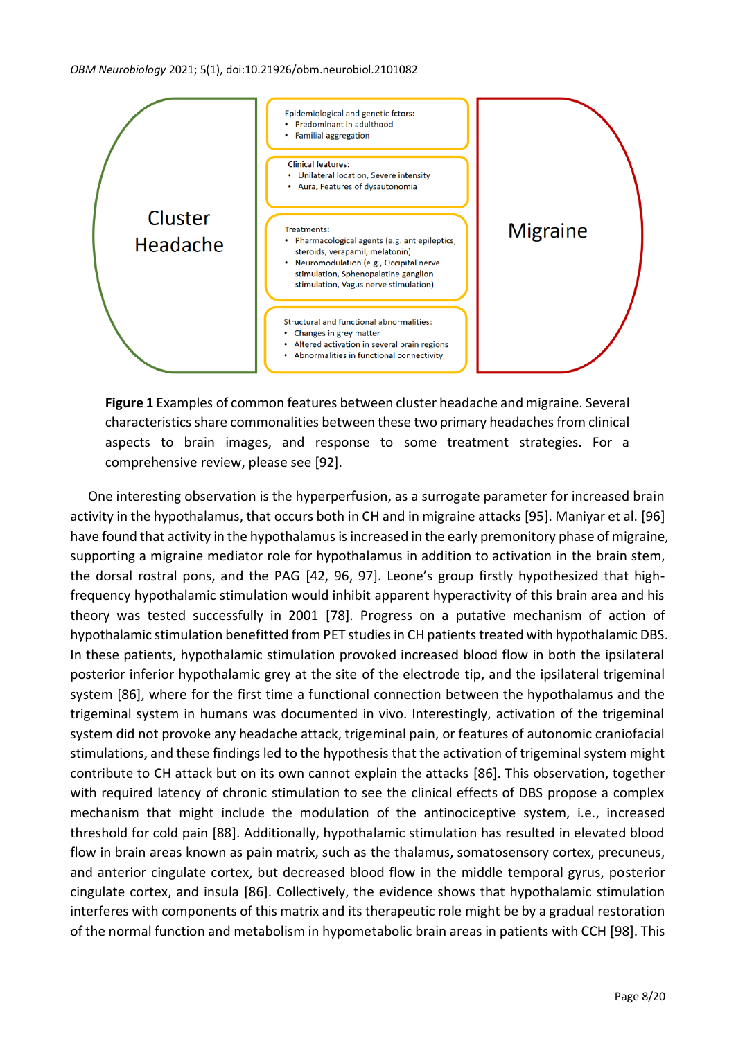Cluster Headache

Epidemiological and genetic fctors:
- Predominant in adulthood
- Familial aggregation

Clinical features:
- Unilateral location, Severe intensity
- Aura, Features of dysautonomia

Treatments:
- Pharmacological agents (e.g. antiepileptics, steroids, verapamil, melatonin)
- Neuromodulation (e.g., Occipital nerve stimulation, Sphenopalatine ganglion stimulation, Vagus nerve stimulation)

Structural and functional abnormalities:
- Changes in grey matter
- Altered activation in several brain regions
- Abnormalities in functional connectivity

Migraine

**Figure 1** Examples of common features between cluster headache and migraine. Several characteristics share commonalities between these two primary headaches from clinical aspects to brain images, and response to some treatment strategies. For a comprehensive review, please see [92].

One interesting observation is the hyperperfusion, as a surrogate parameter for increased brain activity in the hypothalamus, that occurs both in CH and in migraine attacks [95]. Maniyar et al. [96] have found that activity in the hypothalamus is increased in the early premonitory phase of migraine, supporting a migraine mediator role for hypothalamus in addition to activation in the brain stem, the dorsal rostral pons, and the PAG [42, 96, 97]. Leone's group firstly hypothesized that high-frequency hypothalamic stimulation would inhibit apparent hyperactivity of this brain area and his theory was tested successfully in 2001 [78]. Progress on a putative mechanism of action of hypothalamic stimulation benefitted from PET studies in CH patients treated with hypothalamic DBS. In these patients, hypothalamic stimulation provoked increased blood flow in both the ipsilateral posterior inferior hypothalamic grey at the site of the electrode tip, and the ipsilateral trigeminal system [86], where for the first time a functional connection between the hypothalamus and the trigeminal system in humans was documented in vivo. Interestingly, activation of the trigeminal system did not provoke any headache attack, trigeminal pain, or features of autonomic craniofacial stimulations, and these findings led to the hypothesis that the activation of trigeminal system might contribute to CH attack but on its own cannot explain the attacks [86]. This observation, together with required latency of chronic stimulation to see the clinical effects of DBS propose a complex mechanism that might include the modulation of the antinociceptive system, i.e., increased threshold for cold pain [88]. Additionally, hypothalamic stimulation has resulted in elevated blood flow in brain areas known as pain matrix, such as the thalamus, somatosensory cortex, precuneus, and anterior cingulate cortex, but decreased blood flow in the middle temporal gyrus, posterior cingulate cortex, and insula [86]. Collectively, the evidence shows that hypothalamic stimulation interferes with components of this matrix and its therapeutic role might be by a gradual restoration of the normal function and metabolism in hypometabolic brain areas in patients with CCH [98]. This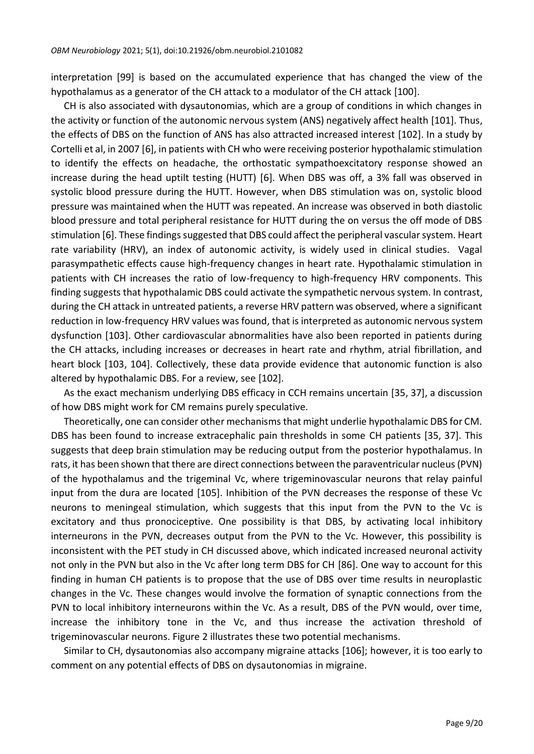interpretation [99] is based on the accumulated experience that has changed the view of the hypothalamus as a generator of the CH attack to a modulator of the CH attack [100].

CH is also associated with dysautonomias, which are a group of conditions in which changes in the activity or function of the autonomic nervous system (ANS) negatively affect health [101]. Thus, the effects of DBS on the function of ANS has also attracted increased interest [102]. In a study by Cortelli et al, in 2007 [6], in patients with CH who were receiving posterior hypothalamic stimulation to identify the effects on headache, the orthostatic sympathoexcitatory response showed an increase during the head uptilt testing (HUTT) [6]. When DBS was off, a 3% fall was observed in systolic blood pressure during the HUTT. However, when DBS stimulation was on, systolic blood pressure was maintained when the HUTT was repeated. An increase was observed in both diastolic blood pressure and total peripheral resistance for HUTT during the on versus the off mode of DBS stimulation [6]. These findings suggested that DBS could affect the peripheral vascular system. Heart rate variability (HRV), an index of autonomic activity, is widely used in clinical studies. Vagal parasympathetic effects cause high-frequency changes in heart rate. Hypothalamic stimulation in patients with CH increases the ratio of low-frequency to high-frequency HRV components. This finding suggests that hypothalamic DBS could activate the sympathetic nervous system. In contrast, during the CH attack in untreated patients, a reverse HRV pattern was observed, where a significant reduction in low-frequency HRV values was found, that is interpreted as autonomic nervous system dysfunction [103]. Other cardiovascular abnormalities have also been reported in patients during the CH attacks, including increases or decreases in heart rate and rhythm, atrial fibrillation, and heart block [103, 104]. Collectively, these data provide evidence that autonomic function is also altered by hypothalamic DBS. For a review, see [102].

As the exact mechanism underlying DBS efficacy in CCH remains uncertain [35, 37], a discussion of how DBS might work for CM remains purely speculative.

Theoretically, one can consider other mechanisms that might underlie hypothalamic DBS for CM. DBS has been found to increase extracephalic pain thresholds in some CH patients [35, 37]. This suggests that deep brain stimulation may be reducing output from the posterior hypothalamus. In rats, it has been shown that there are direct connections between the paraventricular nucleus (PVN) of the hypothalamus and the trigeminal Vc, where trigeminovascular neurons that relay painful input from the dura are located [105]. Inhibition of the PVN decreases the response of these Vc neurons to meningeal stimulation, which suggests that this input from the PVN to the Vc is excitatory and thus pronociceptive. One possibility is that DBS, by activating local inhibitory interneurons in the PVN, decreases output from the PVN to the Vc. However, this possibility is inconsistent with the PET study in CH discussed above, which indicated increased neuronal activity not only in the PVN but also in the Vc after long term DBS for CH [86]. One way to account for this finding in human CH patients is to propose that the use of DBS over time results in neuroplastic changes in the Vc. These changes would involve the formation of synaptic connections from the PVN to local inhibitory interneurons within the Vc. As a result, DBS of the PVN would, over time, increase the inhibitory tone in the Vc, and thus increase the activation threshold of trigeminovascular neurons. Figure 2 illustrates these two potential mechanisms.

Similar to CH, dysautonomias also accompany migraine attacks [106]; however, it is too early to comment on any potential effects of DBS on dysautonomias in migraine.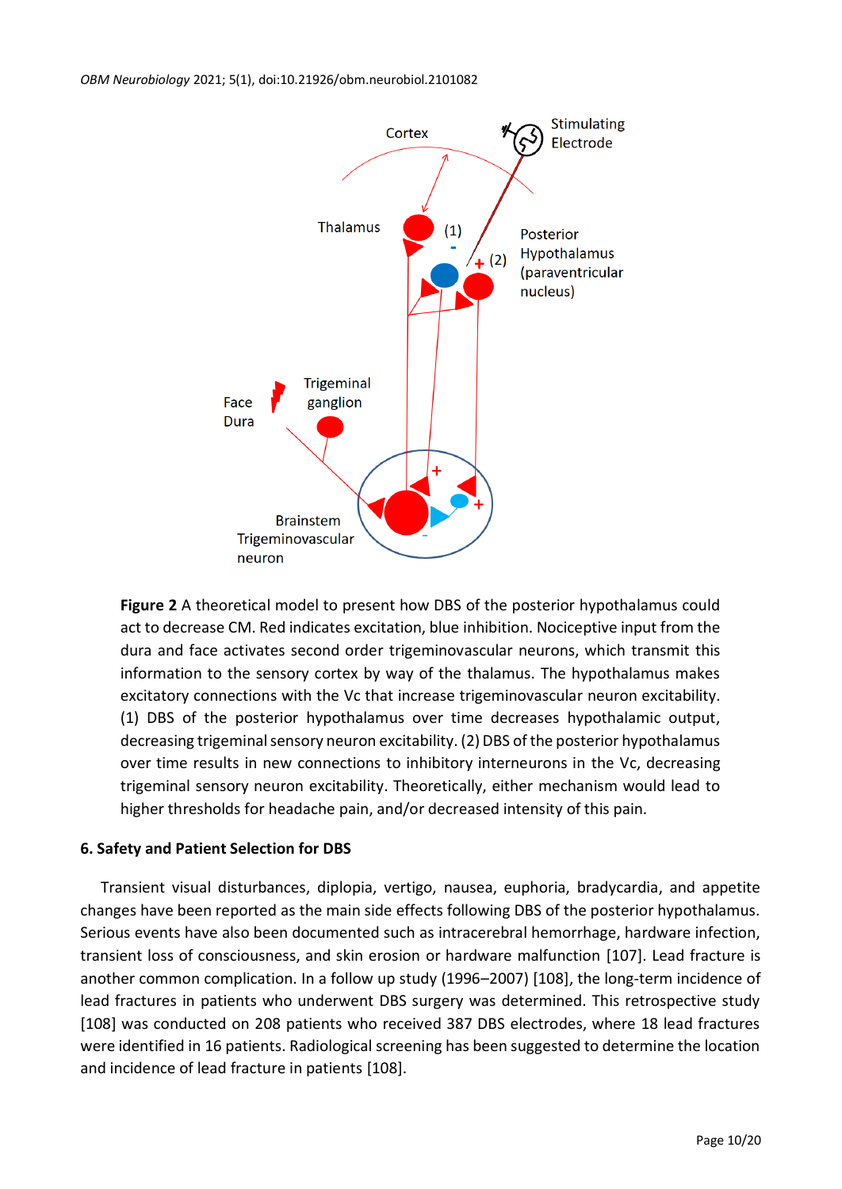**Figure 2** A theoretical model to present how DBS of the posterior hypothalamus could act to decrease CM. Red indicates excitation, blue inhibition. Nociceptive input from the dura and face activates second order trigeminovascular neurons, which transmit this information to the sensory cortex by way of the thalamus. The hypothalamus makes excitatory connections with the Vc that increase trigeminovascular neuron excitability. (1) DBS of the posterior hypothalamus over time decreases hypothalamic output, decreasing trigeminal sensory neuron excitability. (2) DBS of the posterior hypothalamus over time results in new connections to inhibitory interneurons in the Vc, decreasing trigeminal sensory neuron excitability. Theoretically, either mechanism would lead to higher thresholds for headache pain, and/or decreased intensity of this pain.

### 6. Safety and Patient Selection for DBS

Transient visual disturbances, diplopia, vertigo, nausea, euphoria, bradycardia, and appetite changes have been reported as the main side effects following DBS of the posterior hypothalamus. Serious events have also been documented such as intracerebral hemorrhage, hardware infection, transient loss of consciousness, and skin erosion or hardware malfunction [107]. Lead fracture is another common complication. In a follow up study (1996–2007) [108], the long-term incidence of lead fractures in patients who underwent DBS surgery was determined. This retrospective study [108] was conducted on 208 patients who received 387 DBS electrodes, where 18 lead fractures were identified in 16 patients. Radiological screening has been suggested to determine the location and incidence of lead fracture in patients [108].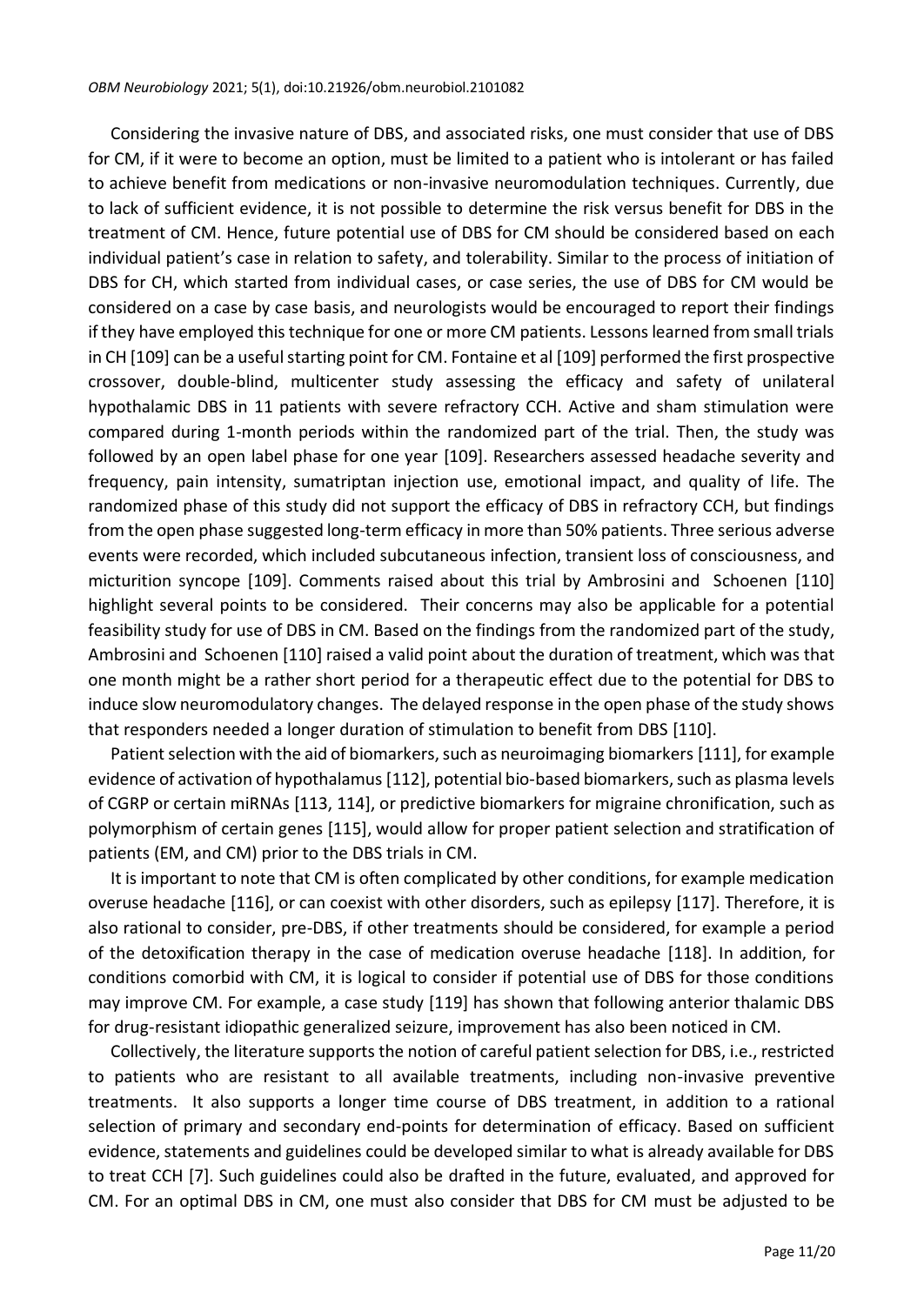Considering the invasive nature of DBS, and associated risks, one must consider that use of DBS for CM, if it were to become an option, must be limited to a patient who is intolerant or has failed to achieve benefit from medications or non-invasive neuromodulation techniques. Currently, due to lack of sufficient evidence, it is not possible to determine the risk versus benefit for DBS in the treatment of CM. Hence, future potential use of DBS for CM should be considered based on each individual patient's case in relation to safety, and tolerability. Similar to the process of initiation of DBS for CH, which started from individual cases, or case series, the use of DBS for CM would be considered on a case by case basis, and neurologists would be encouraged to report their findings if they have employed this technique for one or more CM patients. Lessons learned from small trials in CH [109] can be a useful starting point for CM. Fontaine et al [109] performed the first prospective crossover, double-blind, multicenter study assessing the efficacy and safety of unilateral hypothalamic DBS in 11 patients with severe refractory CCH. Active and sham stimulation were compared during 1-month periods within the randomized part of the trial. Then, the study was followed by an open label phase for one year [109]. Researchers assessed headache severity and frequency, pain intensity, sumatriptan injection use, emotional impact, and quality of life. The randomized phase of this study did not support the efficacy of DBS in refractory CCH, but findings from the open phase suggested long-term efficacy in more than 50% patients. Three serious adverse events were recorded, which included subcutaneous infection, transient loss of consciousness, and micturition syncope [109]. Comments raised about this trial by Ambrosini and Schoenen [110] highlight several points to be considered. Their concerns may also be applicable for a potential feasibility study for use of DBS in CM. Based on the findings from the randomized part of the study, Ambrosini and Schoenen [110] raised a valid point about the duration of treatment, which was that one month might be a rather short period for a therapeutic effect due to the potential for DBS to induce slow neuromodulatory changes. The delayed response in the open phase of the study shows that responders needed a longer duration of stimulation to benefit from DBS [110].

Patient selection with the aid of biomarkers, such as neuroimaging biomarkers [111], for example evidence of activation of hypothalamus [112], potential bio-based biomarkers, such as plasma levels of CGRP or certain miRNAs [113, 114], or predictive biomarkers for migraine chronification, such as polymorphism of certain genes [115], would allow for proper patient selection and stratification of patients (EM, and CM) prior to the DBS trials in CM.

It is important to note that CM is often complicated by other conditions, for example medication overuse headache [116], or can coexist with other disorders, such as epilepsy [117]. Therefore, it is also rational to consider, pre-DBS, if other treatments should be considered, for example a period of the detoxification therapy in the case of medication overuse headache [118]. In addition, for conditions comorbid with CM, it is logical to consider if potential use of DBS for those conditions may improve CM. For example, a case study [119] has shown that following anterior thalamic DBS for drug-resistant idiopathic generalized seizure, improvement has also been noticed in CM.

Collectively, the literature supports the notion of careful patient selection for DBS, i.e., restricted to patients who are resistant to all available treatments, including non-invasive preventive treatments. It also supports a longer time course of DBS treatment, in addition to a rational selection of primary and secondary end-points for determination of efficacy. Based on sufficient evidence, statements and guidelines could be developed similar to what is already available for DBS to treat CCH [7]. Such guidelines could also be drafted in the future, evaluated, and approved for CM. For an optimal DBS in CM, one must also consider that DBS for CM must be adjusted to be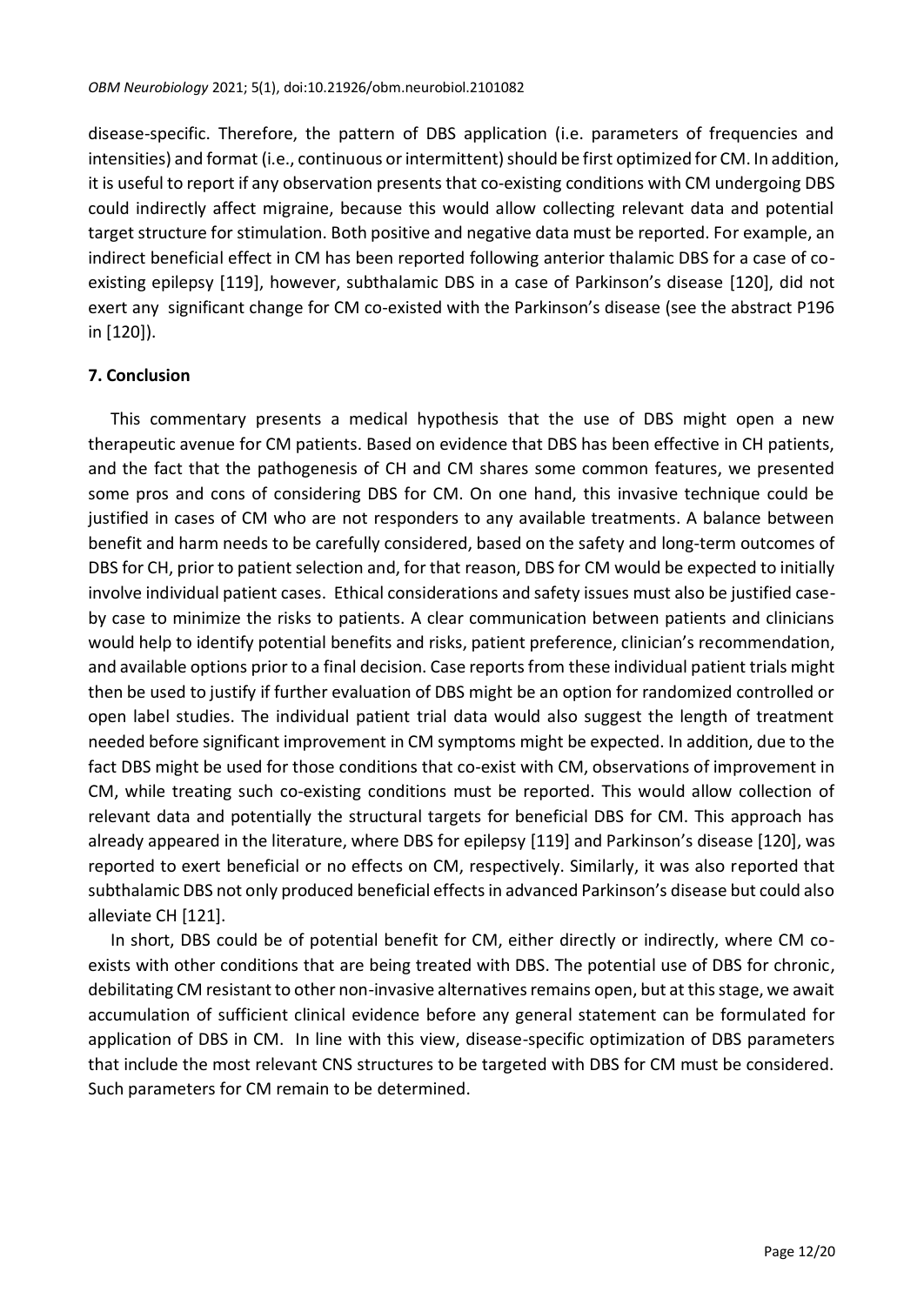disease-specific. Therefore, the pattern of DBS application (i.e. parameters of frequencies and intensities) and format (i.e., continuous or intermittent) should be first optimized for CM. In addition, it is useful to report if any observation presents that co-existing conditions with CM undergoing DBS could indirectly affect migraine, because this would allow collecting relevant data and potential target structure for stimulation. Both positive and negative data must be reported. For example, an indirect beneficial effect in CM has been reported following anterior thalamic DBS for a case of co-existing epilepsy [119], however, subthalamic DBS in a case of Parkinson's disease [120], did not exert any significant change for CM co-existed with the Parkinson's disease (see the abstract P196 in [120]).

## 7. Conclusion

This commentary presents a medical hypothesis that the use of DBS might open a new therapeutic avenue for CM patients. Based on evidence that DBS has been effective in CH patients, and the fact that the pathogenesis of CH and CM shares some common features, we presented some pros and cons of considering DBS for CM. On one hand, this invasive technique could be justified in cases of CM who are not responders to any available treatments. A balance between benefit and harm needs to be carefully considered, based on the safety and long-term outcomes of DBS for CH, prior to patient selection and, for that reason, DBS for CM would be expected to initially involve individual patient cases. Ethical considerations and safety issues must also be justified case-by case to minimize the risks to patients. A clear communication between patients and clinicians would help to identify potential benefits and risks, patient preference, clinician's recommendation, and available options prior to a final decision. Case reports from these individual patient trials might then be used to justify if further evaluation of DBS might be an option for randomized controlled or open label studies. The individual patient trial data would also suggest the length of treatment needed before significant improvement in CM symptoms might be expected. In addition, due to the fact DBS might be used for those conditions that co-exist with CM, observations of improvement in CM, while treating such co-existing conditions must be reported. This would allow collection of relevant data and potentially the structural targets for beneficial DBS for CM. This approach has already appeared in the literature, where DBS for epilepsy [119] and Parkinson's disease [120], was reported to exert beneficial or no effects on CM, respectively. Similarly, it was also reported that subthalamic DBS not only produced beneficial effects in advanced Parkinson's disease but could also alleviate CH [121].

In short, DBS could be of potential benefit for CM, either directly or indirectly, where CM co-exists with other conditions that are being treated with DBS. The potential use of DBS for chronic, debilitating CM resistant to other non-invasive alternatives remains open, but at this stage, we await accumulation of sufficient clinical evidence before any general statement can be formulated for application of DBS in CM. In line with this view, disease-specific optimization of DBS parameters that include the most relevant CNS structures to be targeted with DBS for CM must be considered. Such parameters for CM remain to be determined.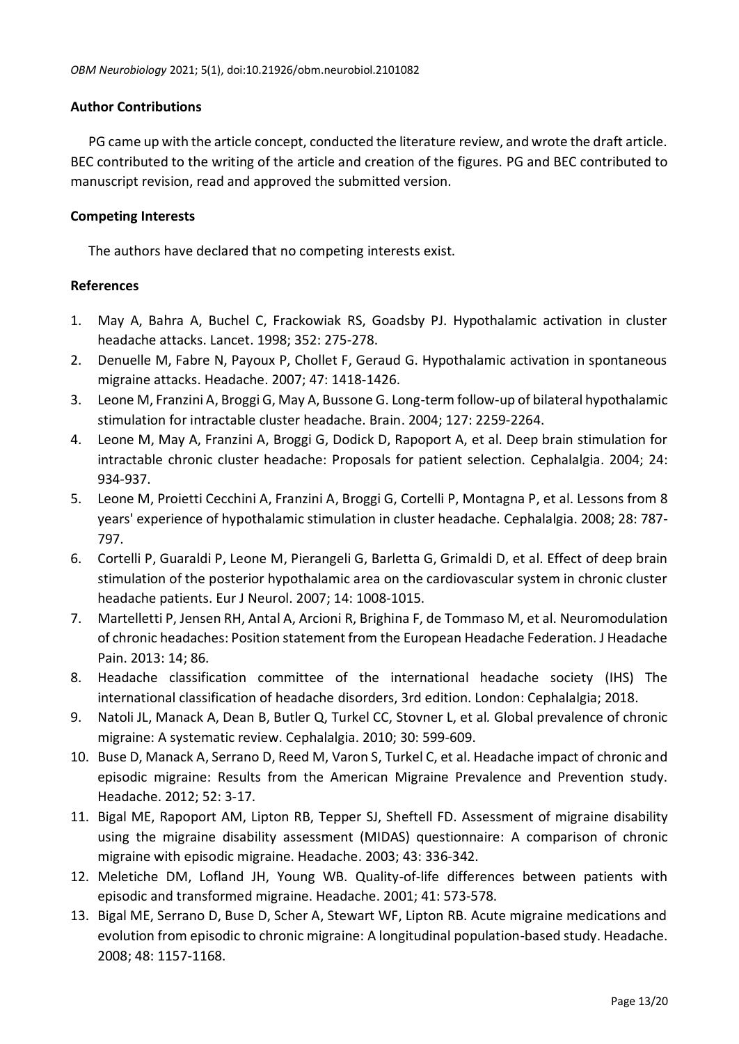## Author Contributions

PG came up with the article concept, conducted the literature review, and wrote the draft article. BEC contributed to the writing of the article and creation of the figures. PG and BEC contributed to manuscript revision, read and approved the submitted version.

## Competing Interests

The authors have declared that no competing interests exist.

## References

1. May A, Bahra A, Buchel C, Frackowiak RS, Goadsby PJ. Hypothalamic activation in cluster headache attacks. Lancet. 1998; 352: 275-278.
2. Denuelle M, Fabre N, Payoux P, Chollet F, Geraud G. Hypothalamic activation in spontaneous migraine attacks. Headache. 2007; 47: 1418-1426.
3. Leone M, Franzini A, Broggi G, May A, Bussone G. Long-term follow-up of bilateral hypothalamic stimulation for intractable cluster headache. Brain. 2004; 127: 2259-2264.
4. Leone M, May A, Franzini A, Broggi G, Dodick D, Rapoport A, et al. Deep brain stimulation for intractable chronic cluster headache: Proposals for patient selection. Cephalalgia. 2004; 24: 934-937.
5. Leone M, Proietti Cecchini A, Franzini A, Broggi G, Cortelli P, Montagna P, et al. Lessons from 8 years' experience of hypothalamic stimulation in cluster headache. Cephalalgia. 2008; 28: 787-797.
6. Cortelli P, Guaraldi P, Leone M, Pierangeli G, Barletta G, Grimaldi D, et al. Effect of deep brain stimulation of the posterior hypothalamic area on the cardiovascular system in chronic cluster headache patients. Eur J Neurol. 2007; 14: 1008-1015.
7. Martelletti P, Jensen RH, Antal A, Arcioni R, Brighina F, de Tommaso M, et al. Neuromodulation of chronic headaches: Position statement from the European Headache Federation. J Headache Pain. 2013: 14; 86.
8. Headache classification committee of the international headache society (IHS) The international classification of headache disorders, 3rd edition. London: Cephalalgia; 2018.
9. Natoli JL, Manack A, Dean B, Butler Q, Turkel CC, Stovner L, et al. Global prevalence of chronic migraine: A systematic review. Cephalalgia. 2010; 30: 599-609.
10. Buse D, Manack A, Serrano D, Reed M, Varon S, Turkel C, et al. Headache impact of chronic and episodic migraine: Results from the American Migraine Prevalence and Prevention study. Headache. 2012; 52: 3-17.
11. Bigal ME, Rapoport AM, Lipton RB, Tepper SJ, Sheftell FD. Assessment of migraine disability using the migraine disability assessment (MIDAS) questionnaire: A comparison of chronic migraine with episodic migraine. Headache. 2003; 43: 336-342.
12. Meletiche DM, Lofland JH, Young WB. Quality-of-life differences between patients with episodic and transformed migraine. Headache. 2001; 41: 573-578.
13. Bigal ME, Serrano D, Buse D, Scher A, Stewart WF, Lipton RB. Acute migraine medications and evolution from episodic to chronic migraine: A longitudinal population-based study. Headache. 2008; 48: 1157-1168.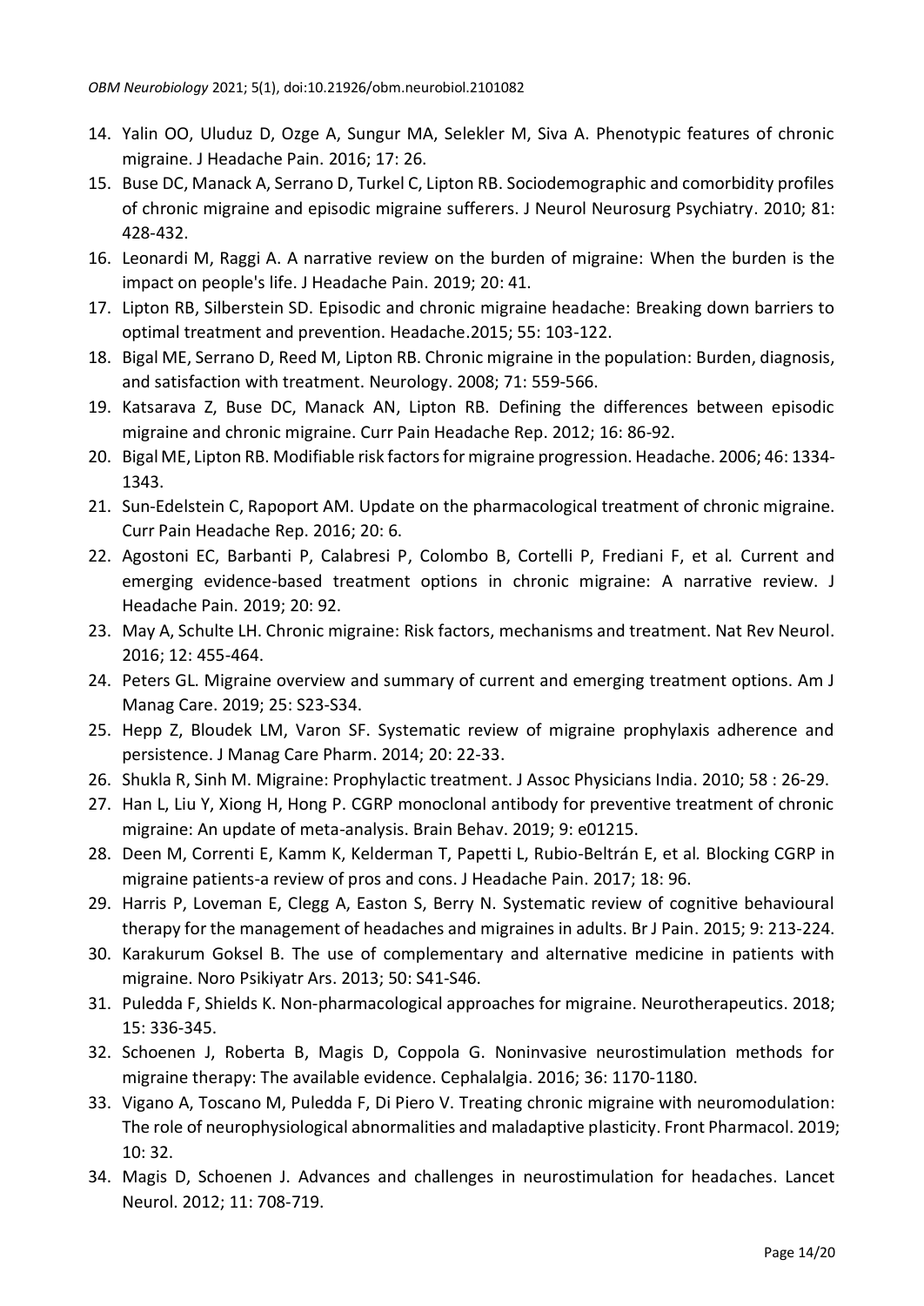14. Yalin OO, Uluduz D, Ozge A, Sungur MA, Selekler M, Siva A. Phenotypic features of chronic migraine. J Headache Pain. 2016; 17: 26.
15. Buse DC, Manack A, Serrano D, Turkel C, Lipton RB. Sociodemographic and comorbidity profiles of chronic migraine and episodic migraine sufferers. J Neurol Neurosurg Psychiatry. 2010; 81: 428-432.
16. Leonardi M, Raggi A. A narrative review on the burden of migraine: When the burden is the impact on people's life. J Headache Pain. 2019; 20: 41.
17. Lipton RB, Silberstein SD. Episodic and chronic migraine headache: Breaking down barriers to optimal treatment and prevention. Headache.2015; 55: 103-122.
18. Bigal ME, Serrano D, Reed M, Lipton RB. Chronic migraine in the population: Burden, diagnosis, and satisfaction with treatment. Neurology. 2008; 71: 559-566.
19. Katsarava Z, Buse DC, Manack AN, Lipton RB. Defining the differences between episodic migraine and chronic migraine. Curr Pain Headache Rep. 2012; 16: 86-92.
20. Bigal ME, Lipton RB. Modifiable risk factors for migraine progression. Headache. 2006; 46: 1334-1343.
21. Sun-Edelstein C, Rapoport AM. Update on the pharmacological treatment of chronic migraine. Curr Pain Headache Rep. 2016; 20: 6.
22. Agostoni EC, Barbanti P, Calabresi P, Colombo B, Cortelli P, Frediani F, et al. Current and emerging evidence-based treatment options in chronic migraine: A narrative review. J Headache Pain. 2019; 20: 92.
23. May A, Schulte LH. Chronic migraine: Risk factors, mechanisms and treatment. Nat Rev Neurol. 2016; 12: 455-464.
24. Peters GL. Migraine overview and summary of current and emerging treatment options. Am J Manag Care. 2019; 25: S23-S34.
25. Hepp Z, Bloudek LM, Varon SF. Systematic review of migraine prophylaxis adherence and persistence. J Manag Care Pharm. 2014; 20: 22-33.
26. Shukla R, Sinh M. Migraine: Prophylactic treatment. J Assoc Physicians India. 2010; 58 : 26-29.
27. Han L, Liu Y, Xiong H, Hong P. CGRP monoclonal antibody for preventive treatment of chronic migraine: An update of meta-analysis. Brain Behav. 2019; 9: e01215.
28. Deen M, Correnti E, Kamm K, Kelderman T, Papetti L, Rubio-Beltrán E, et al. Blocking CGRP in migraine patients-a review of pros and cons. J Headache Pain. 2017; 18: 96.
29. Harris P, Loveman E, Clegg A, Easton S, Berry N. Systematic review of cognitive behavioural therapy for the management of headaches and migraines in adults. Br J Pain. 2015; 9: 213-224.
30. Karakurum Goksel B. The use of complementary and alternative medicine in patients with migraine. Noro Psikiyatr Ars. 2013; 50: S41-S46.
31. Puledda F, Shields K. Non-pharmacological approaches for migraine. Neurotherapeutics. 2018; 15: 336-345.
32. Schoenen J, Roberta B, Magis D, Coppola G. Noninvasive neurostimulation methods for migraine therapy: The available evidence. Cephalalgia. 2016; 36: 1170-1180.
33. Vigano A, Toscano M, Puledda F, Di Piero V. Treating chronic migraine with neuromodulation: The role of neurophysiological abnormalities and maladaptive plasticity. Front Pharmacol. 2019; 10: 32.
34. Magis D, Schoenen J. Advances and challenges in neurostimulation for headaches. Lancet Neurol. 2012; 11: 708-719.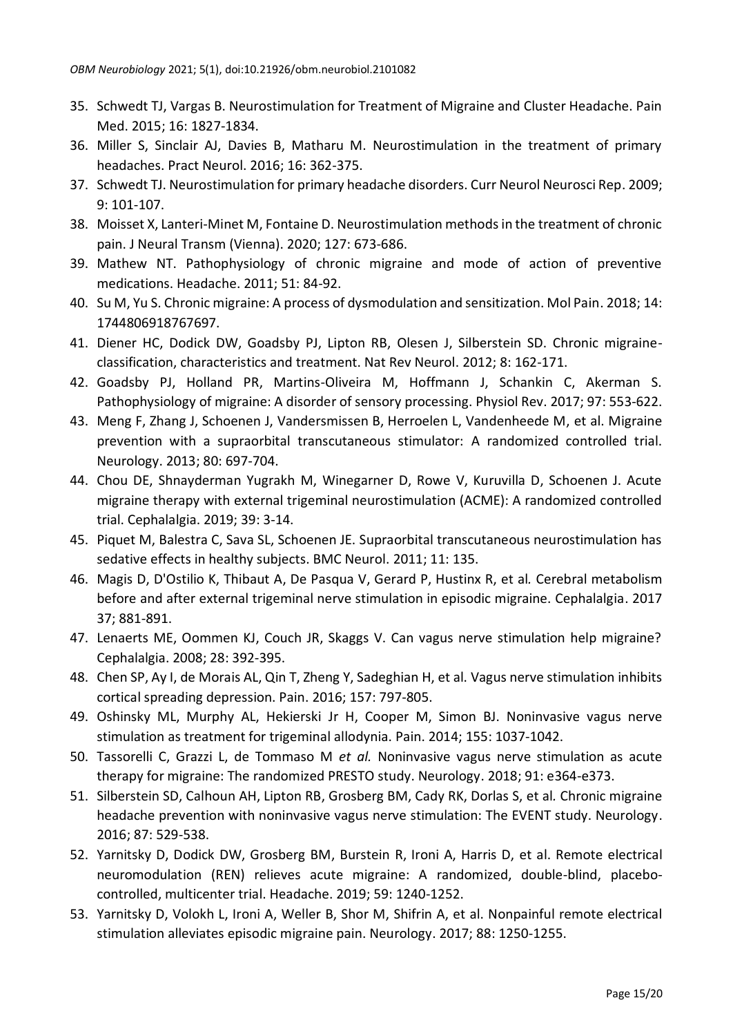35. Schwedt TJ, Vargas B. Neurostimulation for Treatment of Migraine and Cluster Headache. Pain Med. 2015; 16: 1827-1834.
36. Miller S, Sinclair AJ, Davies B, Matharu M. Neurostimulation in the treatment of primary headaches. Pract Neurol. 2016; 16: 362-375.
37. Schwedt TJ. Neurostimulation for primary headache disorders. Curr Neurol Neurosci Rep. 2009; 9: 101-107.
38. Moisset X, Lanteri-Minet M, Fontaine D. Neurostimulation methods in the treatment of chronic pain. J Neural Transm (Vienna). 2020; 127: 673-686.
39. Mathew NT. Pathophysiology of chronic migraine and mode of action of preventive medications. Headache. 2011; 51: 84-92.
40. Su M, Yu S. Chronic migraine: A process of dysmodulation and sensitization. Mol Pain. 2018; 14: 1744806918767697.
41. Diener HC, Dodick DW, Goadsby PJ, Lipton RB, Olesen J, Silberstein SD. Chronic migraine-classification, characteristics and treatment. Nat Rev Neurol. 2012; 8: 162-171.
42. Goadsby PJ, Holland PR, Martins-Oliveira M, Hoffmann J, Schankin C, Akerman S. Pathophysiology of migraine: A disorder of sensory processing. Physiol Rev. 2017; 97: 553-622.
43. Meng F, Zhang J, Schoenen J, Vandersmissen B, Herroelen L, Vandenheede M, et al. Migraine prevention with a supraorbital transcutaneous stimulator: A randomized controlled trial. Neurology. 2013; 80: 697-704.
44. Chou DE, Shnayderman Yugrakh M, Winegarner D, Rowe V, Kuruvilla D, Schoenen J. Acute migraine therapy with external trigeminal neurostimulation (ACME): A randomized controlled trial. Cephalalgia. 2019; 39: 3-14.
45. Piquet M, Balestra C, Sava SL, Schoenen JE. Supraorbital transcutaneous neurostimulation has sedative effects in healthy subjects. BMC Neurol. 2011; 11: 135.
46. Magis D, D'Ostilio K, Thibaut A, De Pasqua V, Gerard P, Hustinx R, et al. Cerebral metabolism before and after external trigeminal nerve stimulation in episodic migraine. Cephalalgia. 2017 37; 881-891.
47. Lenaerts ME, Oommen KJ, Couch JR, Skaggs V. Can vagus nerve stimulation help migraine? Cephalalgia. 2008; 28: 392-395.
48. Chen SP, Ay I, de Morais AL, Qin T, Zheng Y, Sadeghian H, et al. Vagus nerve stimulation inhibits cortical spreading depression. Pain. 2016; 157: 797-805.
49. Oshinsky ML, Murphy AL, Hekierski Jr H, Cooper M, Simon BJ. Noninvasive vagus nerve stimulation as treatment for trigeminal allodynia. Pain. 2014; 155: 1037-1042.
50. Tassorelli C, Grazzi L, de Tommaso M *et al.* Noninvasive vagus nerve stimulation as acute therapy for migraine: The randomized PRESTO study. Neurology. 2018; 91: e364-e373.
51. Silberstein SD, Calhoun AH, Lipton RB, Grosberg BM, Cady RK, Dorlas S, et al. Chronic migraine headache prevention with noninvasive vagus nerve stimulation: The EVENT study. Neurology. 2016; 87: 529-538.
52. Yarnitsky D, Dodick DW, Grosberg BM, Burstein R, Ironi A, Harris D, et al. Remote electrical neuromodulation (REN) relieves acute migraine: A randomized, double-blind, placebo-controlled, multicenter trial. Headache. 2019; 59: 1240-1252.
53. Yarnitsky D, Volokh L, Ironi A, Weller B, Shor M, Shifrin A, et al. Nonpainful remote electrical stimulation alleviates episodic migraine pain. Neurology. 2017; 88: 1250-1255.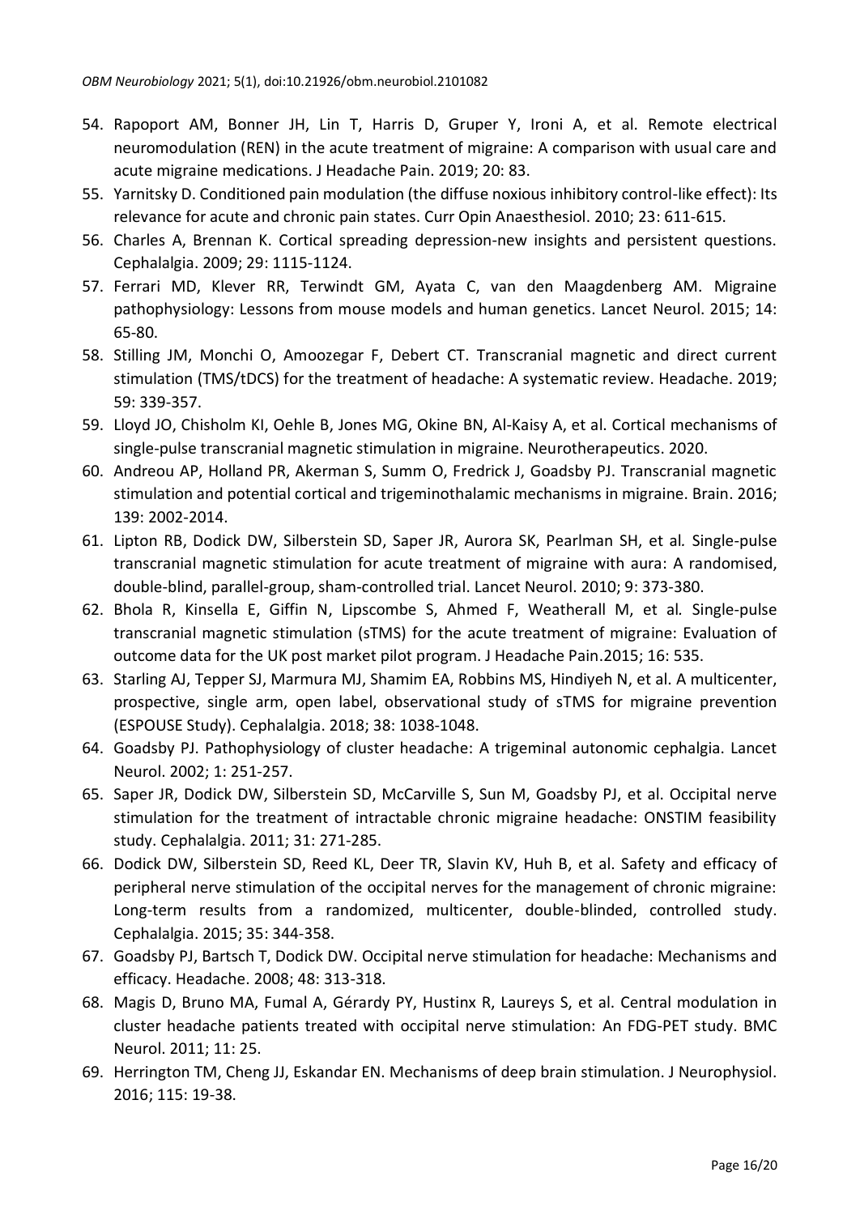54. Rapoport AM, Bonner JH, Lin T, Harris D, Gruper Y, Ironi A, et al. Remote electrical neuromodulation (REN) in the acute treatment of migraine: A comparison with usual care and acute migraine medications. J Headache Pain. 2019; 20: 83.
55. Yarnitsky D. Conditioned pain modulation (the diffuse noxious inhibitory control-like effect): Its relevance for acute and chronic pain states. Curr Opin Anaesthesiol. 2010; 23: 611-615.
56. Charles A, Brennan K. Cortical spreading depression-new insights and persistent questions. Cephalalgia. 2009; 29: 1115-1124.
57. Ferrari MD, Klever RR, Terwindt GM, Ayata C, van den Maagdenberg AM. Migraine pathophysiology: Lessons from mouse models and human genetics. Lancet Neurol. 2015; 14: 65-80.
58. Stilling JM, Monchi O, Amoozegar F, Debert CT. Transcranial magnetic and direct current stimulation (TMS/tDCS) for the treatment of headache: A systematic review. Headache. 2019; 59: 339-357.
59. Lloyd JO, Chisholm KI, Oehle B, Jones MG, Okine BN, Al-Kaisy A, et al. Cortical mechanisms of single-pulse transcranial magnetic stimulation in migraine. Neurotherapeutics. 2020.
60. Andreou AP, Holland PR, Akerman S, Summ O, Fredrick J, Goadsby PJ. Transcranial magnetic stimulation and potential cortical and trigeminothalamic mechanisms in migraine. Brain. 2016; 139: 2002-2014.
61. Lipton RB, Dodick DW, Silberstein SD, Saper JR, Aurora SK, Pearlman SH, et al. Single-pulse transcranial magnetic stimulation for acute treatment of migraine with aura: A randomised, double-blind, parallel-group, sham-controlled trial. Lancet Neurol. 2010; 9: 373-380.
62. Bhola R, Kinsella E, Giffin N, Lipscombe S, Ahmed F, Weatherall M, et al. Single-pulse transcranial magnetic stimulation (sTMS) for the acute treatment of migraine: Evaluation of outcome data for the UK post market pilot program. J Headache Pain.2015; 16: 535.
63. Starling AJ, Tepper SJ, Marmura MJ, Shamim EA, Robbins MS, Hindiyeh N, et al. A multicenter, prospective, single arm, open label, observational study of sTMS for migraine prevention (ESPOUSE Study). Cephalalgia. 2018; 38: 1038-1048.
64. Goadsby PJ. Pathophysiology of cluster headache: A trigeminal autonomic cephalgia. Lancet Neurol. 2002; 1: 251-257.
65. Saper JR, Dodick DW, Silberstein SD, McCarville S, Sun M, Goadsby PJ, et al. Occipital nerve stimulation for the treatment of intractable chronic migraine headache: ONSTIM feasibility study. Cephalalgia. 2011; 31: 271-285.
66. Dodick DW, Silberstein SD, Reed KL, Deer TR, Slavin KV, Huh B, et al. Safety and efficacy of peripheral nerve stimulation of the occipital nerves for the management of chronic migraine: Long-term results from a randomized, multicenter, double-blinded, controlled study. Cephalalgia. 2015; 35: 344-358.
67. Goadsby PJ, Bartsch T, Dodick DW. Occipital nerve stimulation for headache: Mechanisms and efficacy. Headache. 2008; 48: 313-318.
68. Magis D, Bruno MA, Fumal A, Gérardy PY, Hustinx R, Laureys S, et al. Central modulation in cluster headache patients treated with occipital nerve stimulation: An FDG-PET study. BMC Neurol. 2011; 11: 25.
69. Herrington TM, Cheng JJ, Eskandar EN. Mechanisms of deep brain stimulation. J Neurophysiol. 2016; 115: 19-38.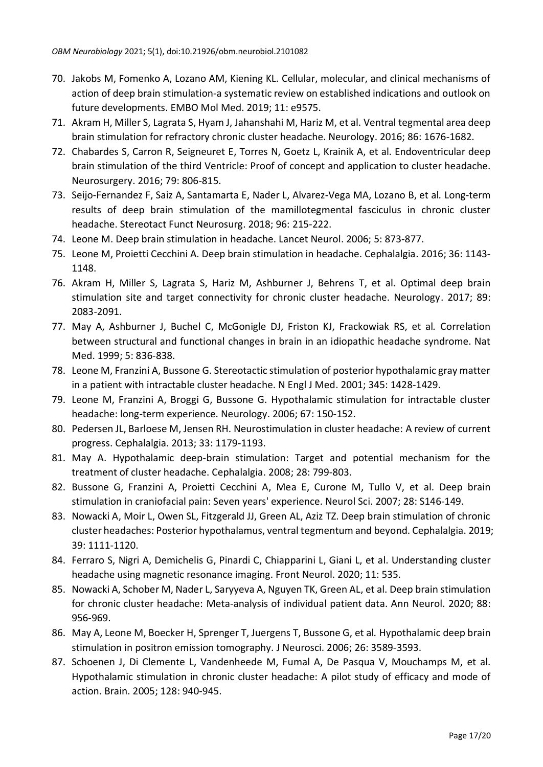70. Jakobs M, Fomenko A, Lozano AM, Kiening KL. Cellular, molecular, and clinical mechanisms of action of deep brain stimulation-a systematic review on established indications and outlook on future developments. EMBO Mol Med. 2019; 11: e9575.
71. Akram H, Miller S, Lagrata S, Hyam J, Jahanshahi M, Hariz M, et al. Ventral tegmental area deep brain stimulation for refractory chronic cluster headache. Neurology. 2016; 86: 1676-1682.
72. Chabardes S, Carron R, Seigneuret E, Torres N, Goetz L, Krainik A, et al. Endoventricular deep brain stimulation of the third Ventricle: Proof of concept and application to cluster headache. Neurosurgery. 2016; 79: 806-815.
73. Seijo-Fernandez F, Saiz A, Santamarta E, Nader L, Alvarez-Vega MA, Lozano B, et al. Long-term results of deep brain stimulation of the mamillotegmental fasciculus in chronic cluster headache. Stereotact Funct Neurosurg. 2018; 96: 215-222.
74. Leone M. Deep brain stimulation in headache. Lancet Neurol. 2006; 5: 873-877.
75. Leone M, Proietti Cecchini A. Deep brain stimulation in headache. Cephalalgia. 2016; 36: 1143-1148.
76. Akram H, Miller S, Lagrata S, Hariz M, Ashburner J, Behrens T, et al. Optimal deep brain stimulation site and target connectivity for chronic cluster headache. Neurology. 2017; 89: 2083-2091.
77. May A, Ashburner J, Buchel C, McGonigle DJ, Friston KJ, Frackowiak RS, et al. Correlation between structural and functional changes in brain in an idiopathic headache syndrome. Nat Med. 1999; 5: 836-838.
78. Leone M, Franzini A, Bussone G. Stereotactic stimulation of posterior hypothalamic gray matter in a patient with intractable cluster headache. N Engl J Med. 2001; 345: 1428-1429.
79. Leone M, Franzini A, Broggi G, Bussone G. Hypothalamic stimulation for intractable cluster headache: long-term experience. Neurology. 2006; 67: 150-152.
80. Pedersen JL, Barloese M, Jensen RH. Neurostimulation in cluster headache: A review of current progress. Cephalalgia. 2013; 33: 1179-1193.
81. May A. Hypothalamic deep-brain stimulation: Target and potential mechanism for the treatment of cluster headache. Cephalalgia. 2008; 28: 799-803.
82. Bussone G, Franzini A, Proietti Cecchini A, Mea E, Curone M, Tullo V, et al. Deep brain stimulation in craniofacial pain: Seven years' experience. Neurol Sci. 2007; 28: S146-149.
83. Nowacki A, Moir L, Owen SL, Fitzgerald JJ, Green AL, Aziz TZ. Deep brain stimulation of chronic cluster headaches: Posterior hypothalamus, ventral tegmentum and beyond. Cephalalgia. 2019; 39: 1111-1120.
84. Ferraro S, Nigri A, Demichelis G, Pinardi C, Chiapparini L, Giani L, et al. Understanding cluster headache using magnetic resonance imaging. Front Neurol. 2020; 11: 535.
85. Nowacki A, Schober M, Nader L, Saryyeva A, Nguyen TK, Green AL, et al. Deep brain stimulation for chronic cluster headache: Meta-analysis of individual patient data. Ann Neurol. 2020; 88: 956-969.
86. May A, Leone M, Boecker H, Sprenger T, Juergens T, Bussone G, et al. Hypothalamic deep brain stimulation in positron emission tomography. J Neurosci. 2006; 26: 3589-3593.
87. Schoenen J, Di Clemente L, Vandenheede M, Fumal A, De Pasqua V, Mouchamps M, et al. Hypothalamic stimulation in chronic cluster headache: A pilot study of efficacy and mode of action. Brain. 2005; 128: 940-945.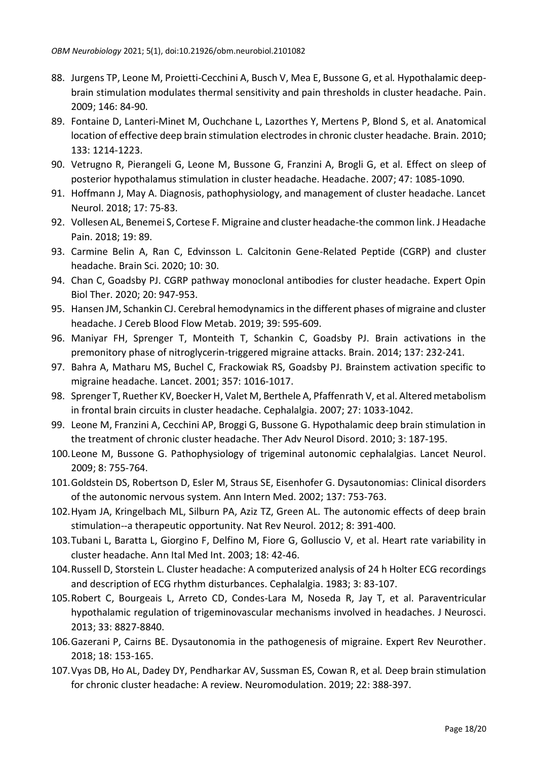88. Jurgens TP, Leone M, Proietti-Cecchini A, Busch V, Mea E, Bussone G, et al. Hypothalamic deep-brain stimulation modulates thermal sensitivity and pain thresholds in cluster headache. Pain. 2009; 146: 84-90.
89. Fontaine D, Lanteri-Minet M, Ouchchane L, Lazorthes Y, Mertens P, Blond S, et al. Anatomical location of effective deep brain stimulation electrodes in chronic cluster headache. Brain. 2010; 133: 1214-1223.
90. Vetrugno R, Pierangeli G, Leone M, Bussone G, Franzini A, Brogli G, et al. Effect on sleep of posterior hypothalamus stimulation in cluster headache. Headache. 2007; 47: 1085-1090.
91. Hoffmann J, May A. Diagnosis, pathophysiology, and management of cluster headache. Lancet Neurol. 2018; 17: 75-83.
92. Vollesen AL, Benemei S, Cortese F. Migraine and cluster headache-the common link. J Headache Pain. 2018; 19: 89.
93. Carmine Belin A, Ran C, Edvinsson L. Calcitonin Gene-Related Peptide (CGRP) and cluster headache. Brain Sci. 2020; 10: 30.
94. Chan C, Goadsby PJ. CGRP pathway monoclonal antibodies for cluster headache. Expert Opin Biol Ther. 2020; 20: 947-953.
95. Hansen JM, Schankin CJ. Cerebral hemodynamics in the different phases of migraine and cluster headache. J Cereb Blood Flow Metab. 2019; 39: 595-609.
96. Maniyar FH, Sprenger T, Monteith T, Schankin C, Goadsby PJ. Brain activations in the premonitory phase of nitroglycerin-triggered migraine attacks. Brain. 2014; 137: 232-241.
97. Bahra A, Matharu MS, Buchel C, Frackowiak RS, Goadsby PJ. Brainstem activation specific to migraine headache. Lancet. 2001; 357: 1016-1017.
98. Sprenger T, Ruether KV, Boecker H, Valet M, Berthele A, Pfaffenrath V, et al. Altered metabolism in frontal brain circuits in cluster headache. Cephalalgia. 2007; 27: 1033-1042.
99. Leone M, Franzini A, Cecchini AP, Broggi G, Bussone G. Hypothalamic deep brain stimulation in the treatment of chronic cluster headache. Ther Adv Neurol Disord. 2010; 3: 187-195.
100. Leone M, Bussone G. Pathophysiology of trigeminal autonomic cephalalgias. Lancet Neurol. 2009; 8: 755-764.
101. Goldstein DS, Robertson D, Esler M, Straus SE, Eisenhofer G. Dysautonomias: Clinical disorders of the autonomic nervous system. Ann Intern Med. 2002; 137: 753-763.
102. Hyam JA, Kringelbach ML, Silburn PA, Aziz TZ, Green AL. The autonomic effects of deep brain stimulation--a therapeutic opportunity. Nat Rev Neurol. 2012; 8: 391-400.
103. Tubani L, Baratta L, Giorgino F, Delfino M, Fiore G, Golluscio V, et al. Heart rate variability in cluster headache. Ann Ital Med Int. 2003; 18: 42-46.
104. Russell D, Storstein L. Cluster headache: A computerized analysis of 24 h Holter ECG recordings and description of ECG rhythm disturbances. Cephalalgia. 1983; 3: 83-107.
105. Robert C, Bourgeais L, Arreto CD, Condes-Lara M, Noseda R, Jay T, et al. Paraventricular hypothalamic regulation of trigeminovascular mechanisms involved in headaches. J Neurosci. 2013; 33: 8827-8840.
106. Gazerani P, Cairns BE. Dysautonomia in the pathogenesis of migraine. Expert Rev Neurother. 2018; 18: 153-165.
107. Vyas DB, Ho AL, Dadey DY, Pendharkar AV, Sussman ES, Cowan R, et al. Deep brain stimulation for chronic cluster headache: A review. Neuromodulation. 2019; 22: 388-397.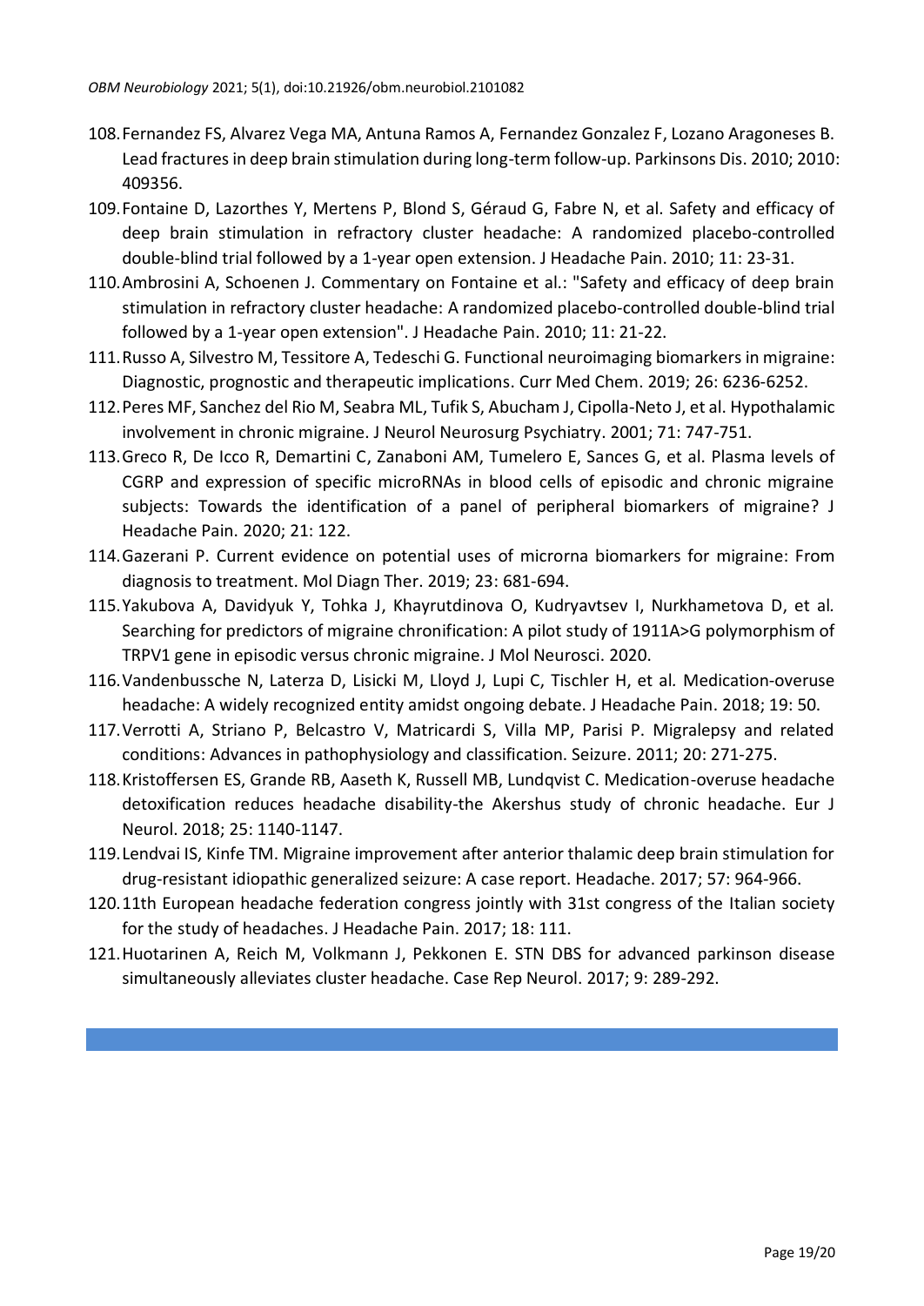108. Fernandez FS, Alvarez Vega MA, Antuna Ramos A, Fernandez Gonzalez F, Lozano Aragoneses B. Lead fractures in deep brain stimulation during long-term follow-up. Parkinsons Dis. 2010; 2010: 409356.
109. Fontaine D, Lazorthes Y, Mertens P, Blond S, Géraud G, Fabre N, et al. Safety and efficacy of deep brain stimulation in refractory cluster headache: A randomized placebo-controlled double-blind trial followed by a 1-year open extension. J Headache Pain. 2010; 11: 23-31.
110. Ambrosini A, Schoenen J. Commentary on Fontaine et al.: "Safety and efficacy of deep brain stimulation in refractory cluster headache: A randomized placebo-controlled double-blind trial followed by a 1-year open extension". J Headache Pain. 2010; 11: 21-22.
111. Russo A, Silvestro M, Tessitore A, Tedeschi G. Functional neuroimaging biomarkers in migraine: Diagnostic, prognostic and therapeutic implications. Curr Med Chem. 2019; 26: 6236-6252.
112. Peres MF, Sanchez del Rio M, Seabra ML, Tufik S, Abucham J, Cipolla-Neto J, et al. Hypothalamic involvement in chronic migraine. J Neurol Neurosurg Psychiatry. 2001; 71: 747-751.
113. Greco R, De Icco R, Demartini C, Zanaboni AM, Tumelero E, Sances G, et al. Plasma levels of CGRP and expression of specific microRNAs in blood cells of episodic and chronic migraine subjects: Towards the identification of a panel of peripheral biomarkers of migraine? J Headache Pain. 2020; 21: 122.
114. Gazerani P. Current evidence on potential uses of microrna biomarkers for migraine: From diagnosis to treatment. Mol Diagn Ther. 2019; 23: 681-694.
115. Yakubova A, Davidyuk Y, Tohka J, Khayrutdinova O, Kudryavtsev I, Nurkhametova D, et al. Searching for predictors of migraine chronification: A pilot study of 1911A>G polymorphism of TRPV1 gene in episodic versus chronic migraine. J Mol Neurosci. 2020.
116. Vandenbussche N, Laterza D, Lisicki M, Lloyd J, Lupi C, Tischler H, et al. Medication-overuse headache: A widely recognized entity amidst ongoing debate. J Headache Pain. 2018; 19: 50.
117. Verrotti A, Striano P, Belcastro V, Matricardi S, Villa MP, Parisi P. Migralepsy and related conditions: Advances in pathophysiology and classification. Seizure. 2011; 20: 271-275.
118. Kristoffersen ES, Grande RB, Aaseth K, Russell MB, Lundqvist C. Medication-overuse headache detoxification reduces headache disability-the Akershus study of chronic headache. Eur J Neurol. 2018; 25: 1140-1147.
119. Lendvai IS, Kinfe TM. Migraine improvement after anterior thalamic deep brain stimulation for drug-resistant idiopathic generalized seizure: A case report. Headache. 2017; 57: 964-966.
120. 11th European headache federation congress jointly with 31st congress of the Italian society for the study of headaches. J Headache Pain. 2017; 18: 111.
121. Huotarinen A, Reich M, Volkmann J, Pekkonen E. STN DBS for advanced parkinson disease simultaneously alleviates cluster headache. Case Rep Neurol. 2017; 9: 289-292.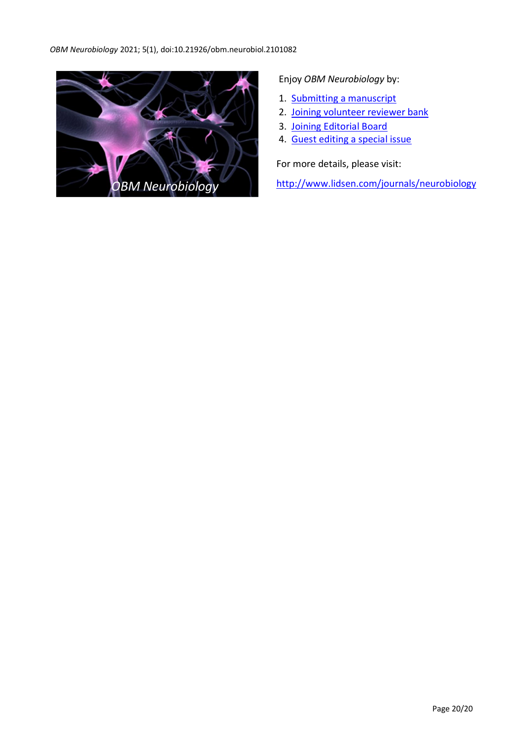Enjoy *OBM Neurobiology* by:

1. Submitting a manuscript
2. Joining volunteer reviewer bank
3. Joining Editorial Board
4. Guest editing a special issue

For more details, please visit:

http://www.lidsen.com/journals/neurobiology